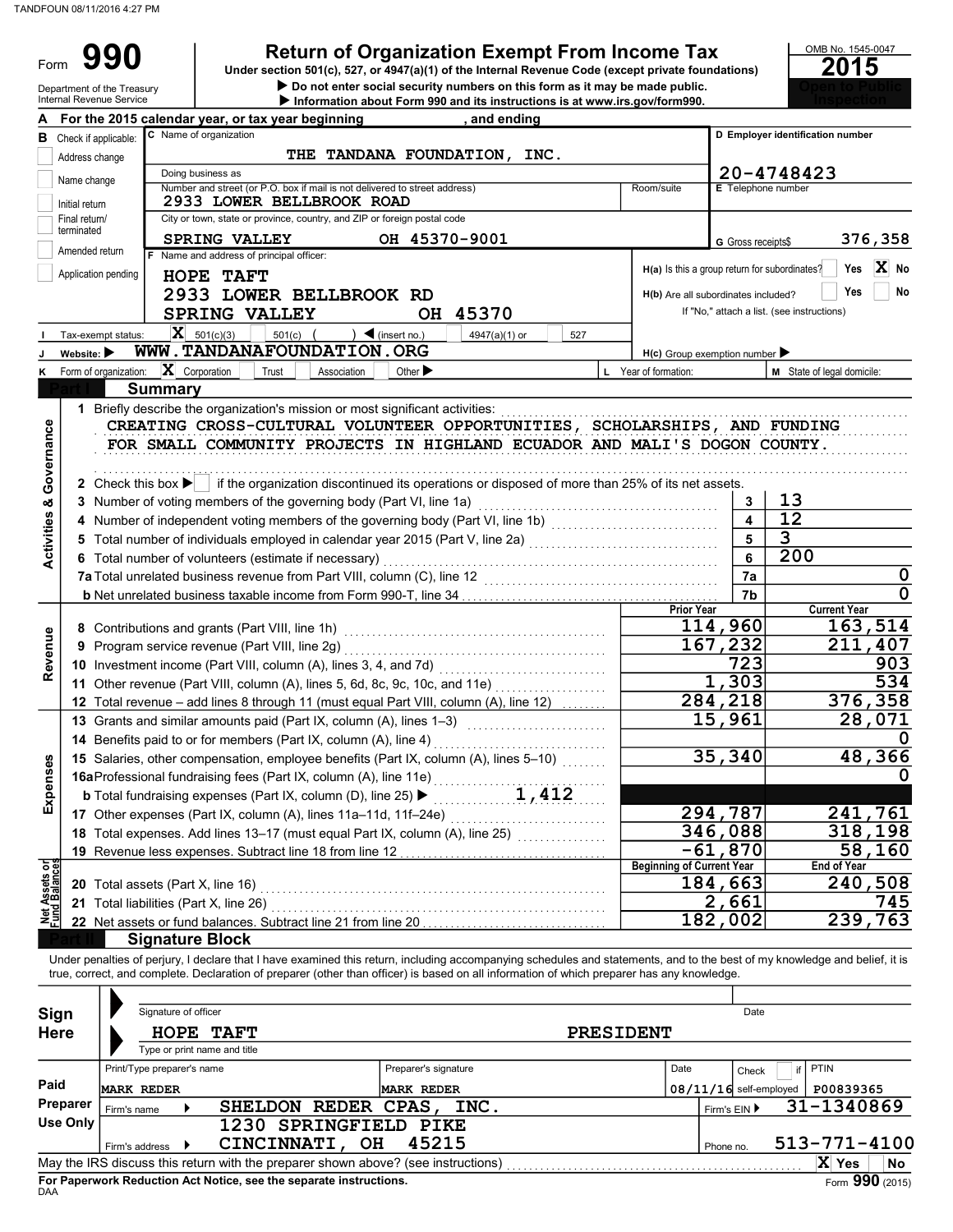Form **990**

# Return of Organization Exempt From Income Tax

Under section 501(c), 527, or 4947(a)(1) of the Internal Revenue Code (except private foundations)

▶ Do not enter social security numbers on this form as it may be made public.

▶ Information about Form 990 and its instructions is at www.irs.gov/form990.

Department of the Treasury
Internal Revenue Service

OMB No. 1545-0047

**2015**

Open to Public Inspection

**A** For the 2015 calendar year, or tax year beginning , and ending

**B** Check if applicable:
- Address change
- Name change
- Initial return
- Final return/terminated
- Amended return
- Application pending

**C** Name of organization: THE TANDANA FOUNDATION, INC.

Doing business as

Number and street (or P.O. box if mail is not delivered to street address): 2933 LOWER BELLBROOK ROAD — Room/suite

City or town, state or province, country, and ZIP or foreign postal code: SPRING VALLEY OH 45370-9001

**D** Employer identification number: 20-4748423

**E** Telephone number

**G** Gross receipts$ 376,358

**F** Name and address of principal officer:
HOPE TAFT
2933 LOWER BELLBROOK RD
SPRING VALLEY OH 45370

**H(a)** Is this a group return for subordinates? Yes [ ] No [X]

**H(b)** Are all subordinates included? Yes [ ] No [ ]
If "No," attach a list. (see instructions)

**I** Tax-exempt status: [X] 501(c)(3) [ ] 501(c) ( ) ◀ (insert no.) [ ] 4947(a)(1) or [ ] 527

**J** Website: ▶ WWW.TANDANAFOUNDATION.ORG

**H(c)** Group exemption number ▶

**K** Form of organization: [X] Corporation [ ] Trust [ ] Association [ ] Other ▶

**L** Year of formation:

**M** State of legal domicile:

## Part I Summary

**Activities & Governance**

1 Briefly describe the organization's mission or most significant activities:
CREATING CROSS-CULTURAL VOLUNTEER OPPORTUNITIES, SCHOLARSHIPS, AND FUNDING FOR SMALL COMMUNITY PROJECTS IN HIGHLAND ECUADOR AND MALI'S DOGON COUNTY.

2 Check this box ▶ [ ] if the organization discontinued its operations or disposed of more than 25% of its net assets.

| Line | Description | No. | Value |
|---|---|---|---|
| 3 | Number of voting members of the governing body (Part VI, line 1a) | 3 | 13 |
| 4 | Number of independent voting members of the governing body (Part VI, line 1b) | 4 | 12 |
| 5 | Total number of individuals employed in calendar year 2015 (Part V, line 2a) | 5 | 3 |
| 6 | Total number of volunteers (estimate if necessary) | 6 | 200 |
| 7a | Total unrelated business revenue from Part VIII, column (C), line 12 | 7a | 0 |
| b | Net unrelated business taxable income from Form 990-T, line 34 | 7b | 0 |

| | Line | Description | Prior Year | Current Year |
|---|---|---|---|---|
| **Revenue** | 8 | Contributions and grants (Part VIII, line 1h) | 114,960 | 163,514 |
| | 9 | Program service revenue (Part VIII, line 2g) | 167,232 | 211,407 |
| | 10 | Investment income (Part VIII, column (A), lines 3, 4, and 7d) | 723 | 903 |
| | 11 | Other revenue (Part VIII, column (A), lines 5, 6d, 8c, 9c, 10c, and 11e) | 1,303 | 534 |
| | 12 | Total revenue – add lines 8 through 11 (must equal Part VIII, column (A), line 12) | 284,218 | 376,358 |
| **Expenses** | 13 | Grants and similar amounts paid (Part IX, column (A), lines 1–3) | 15,961 | 28,071 |
| | 14 | Benefits paid to or for members (Part IX, column (A), line 4) | | 0 |
| | 15 | Salaries, other compensation, employee benefits (Part IX, column (A), lines 5–10) | 35,340 | 48,366 |
| | 16a | Professional fundraising fees (Part IX, column (A), line 11e) | | 0 |
| | b | Total fundraising expenses (Part IX, column (D), line 25) ▶ 1,412 | | |
| | 17 | Other expenses (Part IX, column (A), lines 11a–11d, 11f–24e) | 294,787 | 241,761 |
| | 18 | Total expenses. Add lines 13–17 (must equal Part IX, column (A), line 25) | 346,088 | 318,198 |
| | 19 | Revenue less expenses. Subtract line 18 from line 12 | -61,870 | 58,160 |

| | Line | Description | Beginning of Current Year | End of Year |
|---|---|---|---|---|
| **Net Assets or Fund Balances** | 20 | Total assets (Part X, line 16) | 184,663 | 240,508 |
| | 21 | Total liabilities (Part X, line 26) | 2,661 | 745 |
| | 22 | Net assets or fund balances. Subtract line 21 from line 20 | 182,002 | 239,763 |

## Part II Signature Block

Under penalties of perjury, I declare that I have examined this return, including accompanying schedules and statements, and to the best of my knowledge and belief, it is true, correct, and complete. Declaration of preparer (other than officer) is based on all information of which preparer has any knowledge.

**Sign Here**

Signature of officer — Date

HOPE TAFT — PRESIDENT
Type or print name and title

**Paid Preparer Use Only**

| Print/Type preparer's name | Preparer's signature | Date | Check if self-employed | PTIN |
|---|---|---|---|---|
| MARK REDER | MARK REDER | 08/11/16 | | P00839365 |

Firm's name ▶ SHELDON REDER CPAS, INC. — Firm's EIN ▶ 31-1340869

Firm's address ▶ 1230 SPRINGFIELD PIKE, CINCINNATI, OH 45215 — Phone no. 513-771-4100

May the IRS discuss this return with the preparer shown above? (see instructions) [X] Yes [ ] No

**For Paperwork Reduction Act Notice, see the separate instructions.**

DAA

Form **990** (2015)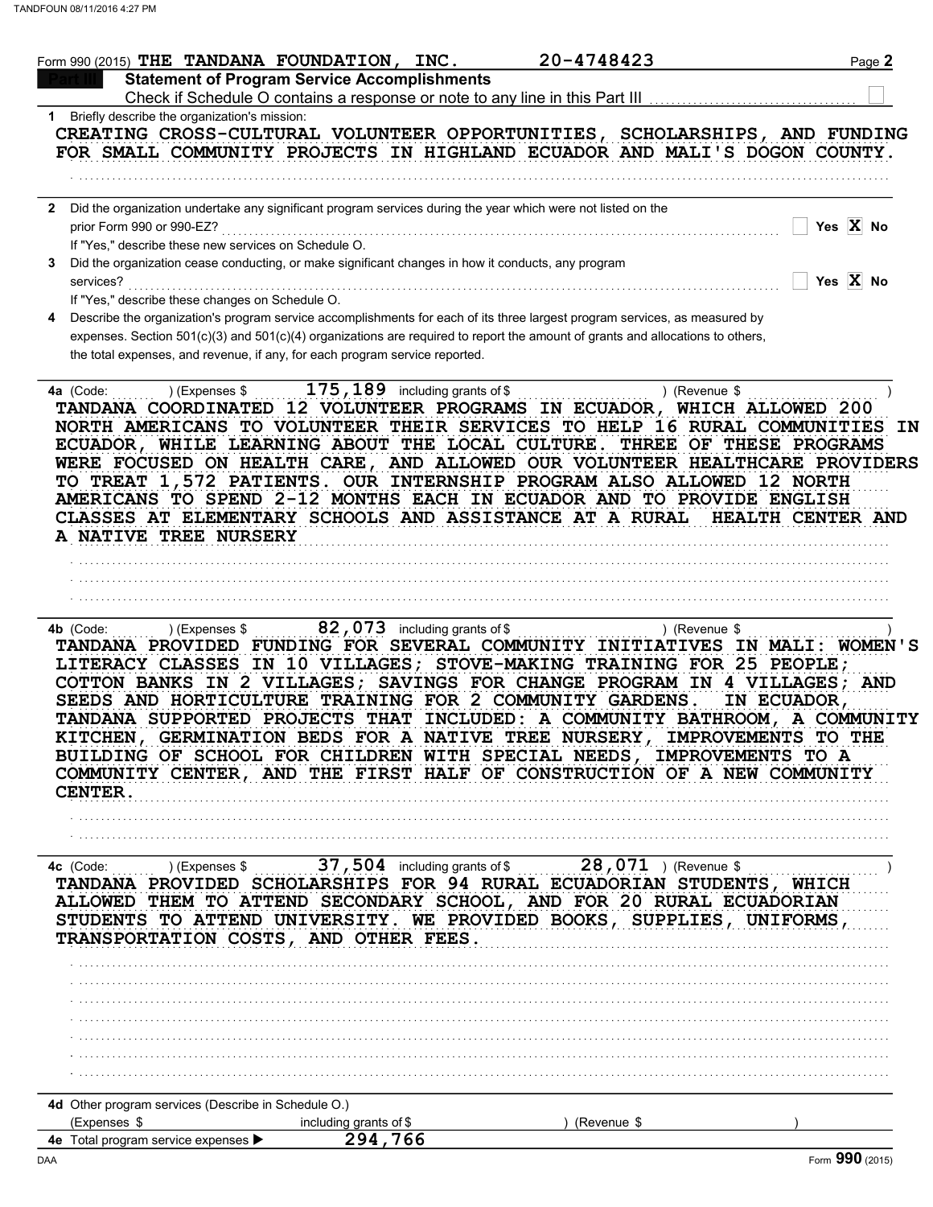Form 990 (2015) THE TANDANA FOUNDATION, INC. 20-4748423 Page **2**

## Part III Statement of Program Service Accomplishments

Check if Schedule O contains a response or note to any line in this Part III ☐

**1** Briefly describe the organization's mission:

CREATING CROSS-CULTURAL VOLUNTEER OPPORTUNITIES, SCHOLARSHIPS, AND FUNDING FOR SMALL COMMUNITY PROJECTS IN HIGHLAND ECUADOR AND MALI'S DOGON COUNTY.

**2** Did the organization undertake any significant program services during the year which were not listed on the prior Form 990 or 990-EZ? ☐ Yes ☒ No

If "Yes," describe these new services on Schedule O.

**3** Did the organization cease conducting, or make significant changes in how it conducts, any program services? ☐ Yes ☒ No

If "Yes," describe these changes on Schedule O.

**4** Describe the organization's program service accomplishments for each of its three largest program services, as measured by expenses. Section 501(c)(3) and 501(c)(4) organizations are required to report the amount of grants and allocations to others, the total expenses, and revenue, if any, for each program service reported.

**4a** (Code: ) (Expenses $ 175,189 including grants of $ ) (Revenue $ )

TANDANA COORDINATED 12 VOLUNTEER PROGRAMS IN ECUADOR, WHICH ALLOWED 200 NORTH AMERICANS TO VOLUNTEER THEIR SERVICES TO HELP 16 RURAL COMMUNITIES IN ECUADOR, WHILE LEARNING ABOUT THE LOCAL CULTURE. THREE OF THESE PROGRAMS WERE FOCUSED ON HEALTH CARE, AND ALLOWED OUR VOLUNTEER HEALTHCARE PROVIDERS TO TREAT 1,572 PATIENTS. OUR INTERNSHIP PROGRAM ALSO ALLOWED 12 NORTH AMERICANS TO SPEND 2-12 MONTHS EACH IN ECUADOR AND TO PROVIDE ENGLISH CLASSES AT ELEMENTARY SCHOOLS AND ASSISTANCE AT A RURAL HEALTH CENTER AND A NATIVE TREE NURSERY

**4b** (Code: ) (Expenses $ 82,073 including grants of $ ) (Revenue $ )

TANDANA PROVIDED FUNDING FOR SEVERAL COMMUNITY INITIATIVES IN MALI: WOMEN'S LITERACY CLASSES IN 10 VILLAGES; STOVE-MAKING TRAINING FOR 25 PEOPLE; COTTON BANKS IN 2 VILLAGES; SAVINGS FOR CHANGE PROGRAM IN 4 VILLAGES; AND SEEDS AND HORTICULTURE TRAINING FOR 2 COMMUNITY GARDENS. IN ECUADOR, TANDANA SUPPORTED PROJECTS THAT INCLUDED: A COMMUNITY BATHROOM, A COMMUNITY KITCHEN, GERMINATION BEDS FOR A NATIVE TREE NURSERY, IMPROVEMENTS TO THE BUILDING OF SCHOOL FOR CHILDREN WITH SPECIAL NEEDS, IMPROVEMENTS TO A COMMUNITY CENTER, AND THE FIRST HALF OF CONSTRUCTION OF A NEW COMMUNITY CENTER.

**4c** (Code: ) (Expenses $ 37,504 including grants of $ 28,071 ) (Revenue $ )

TANDANA PROVIDED SCHOLARSHIPS FOR 94 RURAL ECUADORIAN STUDENTS, WHICH ALLOWED THEM TO ATTEND SECONDARY SCHOOL, AND FOR 20 RURAL ECUADORIAN STUDENTS TO ATTEND UNIVERSITY. WE PROVIDED BOOKS, SUPPLIES, UNIFORMS, TRANSPORTATION COSTS, AND OTHER FEES.

**4d** Other program services (Describe in Schedule O.)
(Expenses $ including grants of $ ) (Revenue $ )

**4e** Total program service expenses ▶ 294,766

Form **990** (2015)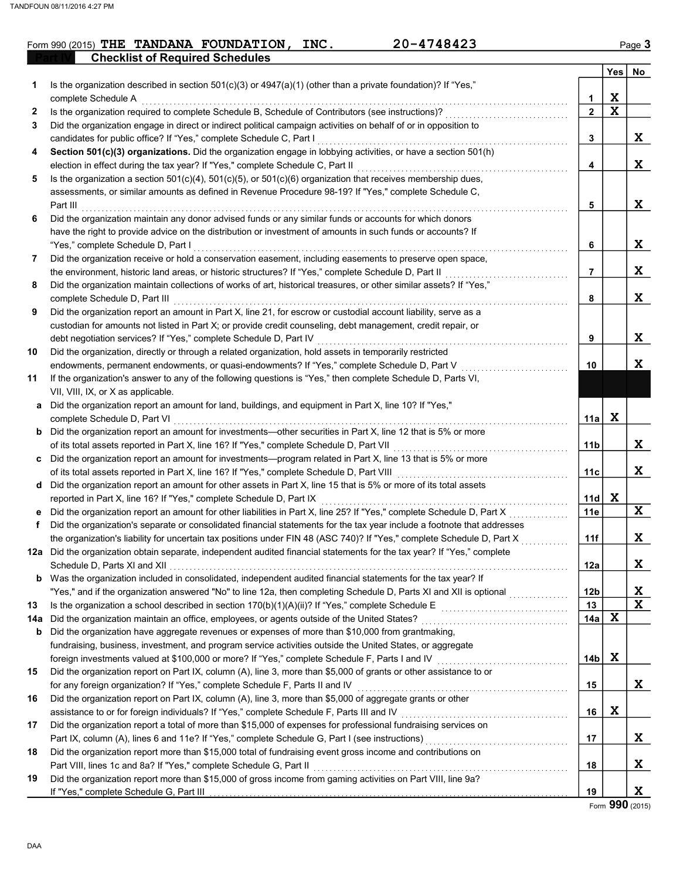Form 990 (2015) THE TANDANA FOUNDATION, INC. 20-4748423

## Part IV Checklist of Required Schedules

| | | Line | Yes | No |
|---|---|---|---|---|
| 1 | Is the organization described in section 501(c)(3) or 4947(a)(1) (other than a private foundation)? If "Yes," complete Schedule A | 1 | X | |
| 2 | Is the organization required to complete Schedule B, Schedule of Contributors (see instructions)? | 2 | X | |
| 3 | Did the organization engage in direct or indirect political campaign activities on behalf of or in opposition to candidates for public office? If "Yes," complete Schedule C, Part I | 3 | | X |
| 4 | **Section 501(c)(3) organizations.** Did the organization engage in lobbying activities, or have a section 501(h) election in effect during the tax year? If "Yes," complete Schedule C, Part II | 4 | | X |
| 5 | Is the organization a section 501(c)(4), 501(c)(5), or 501(c)(6) organization that receives membership dues, assessments, or similar amounts as defined in Revenue Procedure 98-19? If "Yes," complete Schedule C, Part III | 5 | | X |
| 6 | Did the organization maintain any donor advised funds or any similar funds or accounts for which donors have the right to provide advice on the distribution or investment of amounts in such funds or accounts? If "Yes," complete Schedule D, Part I | 6 | | X |
| 7 | Did the organization receive or hold a conservation easement, including easements to preserve open space, the environment, historic land areas, or historic structures? If "Yes," complete Schedule D, Part II | 7 | | X |
| 8 | Did the organization maintain collections of works of art, historical treasures, or other similar assets? If "Yes," complete Schedule D, Part III | 8 | | X |
| 9 | Did the organization report an amount in Part X, line 21, for escrow or custodial account liability, serve as a custodian for amounts not listed in Part X; or provide credit counseling, debt management, credit repair, or debt negotiation services? If "Yes," complete Schedule D, Part IV | 9 | | X |
| 10 | Did the organization, directly or through a related organization, hold assets in temporarily restricted endowments, permanent endowments, or quasi-endowments? If "Yes," complete Schedule D, Part V | 10 | | X |
| 11 | If the organization's answer to any of the following questions is "Yes," then complete Schedule D, Parts VI, VII, VIII, IX, or X as applicable. | | | |
| a | Did the organization report an amount for land, buildings, and equipment in Part X, line 10? If "Yes," complete Schedule D, Part VI | 11a | X | |
| b | Did the organization report an amount for investments—other securities in Part X, line 12 that is 5% or more of its total assets reported in Part X, line 16? If "Yes," complete Schedule D, Part VII | 11b | | X |
| c | Did the organization report an amount for investments—program related in Part X, line 13 that is 5% or more of its total assets reported in Part X, line 16? If "Yes," complete Schedule D, Part VIII | 11c | | X |
| d | Did the organization report an amount for other assets in Part X, line 15 that is 5% or more of its total assets reported in Part X, line 16? If "Yes," complete Schedule D, Part IX | 11d | X | |
| e | Did the organization report an amount for other liabilities in Part X, line 25? If "Yes," complete Schedule D, Part X | 11e | | X |
| f | Did the organization's separate or consolidated financial statements for the tax year include a footnote that addresses the organization's liability for uncertain tax positions under FIN 48 (ASC 740)? If "Yes," complete Schedule D, Part X | 11f | | X |
| 12a | Did the organization obtain separate, independent audited financial statements for the tax year? If "Yes," complete Schedule D, Parts XI and XII | 12a | | X |
| b | Was the organization included in consolidated, independent audited financial statements for the tax year? If "Yes," and if the organization answered "No" to line 12a, then completing Schedule D, Parts XI and XII is optional | 12b | | X |
| 13 | Is the organization a school described in section 170(b)(1)(A)(ii)? If "Yes," complete Schedule E | 13 | | X |
| 14a | Did the organization maintain an office, employees, or agents outside of the United States? | 14a | X | |
| b | Did the organization have aggregate revenues or expenses of more than $10,000 from grantmaking, fundraising, business, investment, and program service activities outside the United States, or aggregate foreign investments valued at $100,000 or more? If "Yes," complete Schedule F, Parts I and IV | 14b | X | |
| 15 | Did the organization report on Part IX, column (A), line 3, more than $5,000 of grants or other assistance to or for any foreign organization? If "Yes," complete Schedule F, Parts II and IV | 15 | | X |
| 16 | Did the organization report on Part IX, column (A), line 3, more than $5,000 of aggregate grants or other assistance to or for foreign individuals? If "Yes," complete Schedule F, Parts III and IV | 16 | X | |
| 17 | Did the organization report a total of more than $15,000 of expenses for professional fundraising services on Part IX, column (A), lines 6 and 11e? If "Yes," complete Schedule G, Part I (see instructions) | 17 | | X |
| 18 | Did the organization report more than $15,000 total of fundraising event gross income and contributions on Part VIII, lines 1c and 8a? If "Yes," complete Schedule G, Part II | 18 | | X |
| 19 | Did the organization report more than $15,000 of gross income from gaming activities on Part VIII, line 9a? If "Yes," complete Schedule G, Part III | 19 | | X |

Form **990** (2015)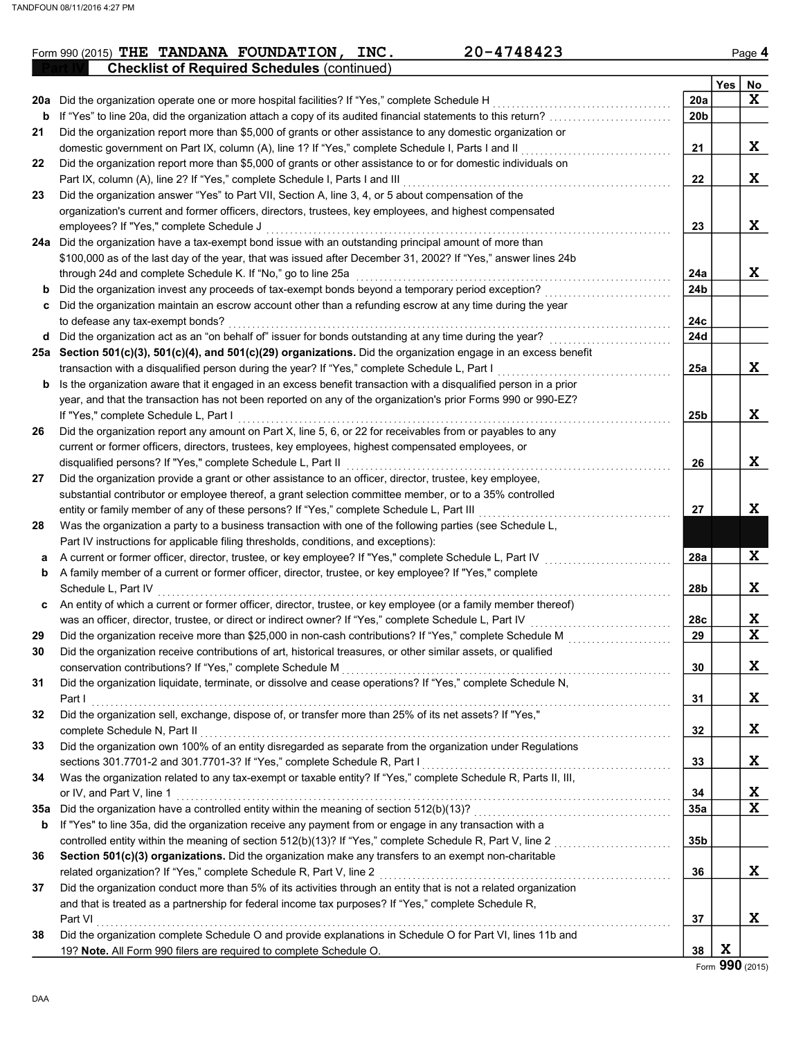Form 990 (2015) **THE TANDANA FOUNDATION, INC.** **20-4748423** Page **4**

**Part IV Checklist of Required Schedules** (continued)

| | | | Yes | No |
|---|---|---|---|---|
| **20a** | Did the organization operate one or more hospital facilities? If "Yes," complete Schedule H | 20a | | X |
| **b** | If "Yes" to line 20a, did the organization attach a copy of its audited financial statements to this return? | 20b | | |
| **21** | Did the organization report more than $5,000 of grants or other assistance to any domestic organization or domestic government on Part IX, column (A), line 1? If "Yes," complete Schedule I, Parts I and II | 21 | | X |
| **22** | Did the organization report more than $5,000 of grants or other assistance to or for domestic individuals on Part IX, column (A), line 2? If "Yes," complete Schedule I, Parts I and III | 22 | | X |
| **23** | Did the organization answer "Yes" to Part VII, Section A, line 3, 4, or 5 about compensation of the organization's current and former officers, directors, trustees, key employees, and highest compensated employees? If "Yes," complete Schedule J | 23 | | X |
| **24a** | Did the organization have a tax-exempt bond issue with an outstanding principal amount of more than $100,000 as of the last day of the year, that was issued after December 31, 2002? If "Yes," answer lines 24b through 24d and complete Schedule K. If "No," go to line 25a | 24a | | X |
| **b** | Did the organization invest any proceeds of tax-exempt bonds beyond a temporary period exception? | 24b | | |
| **c** | Did the organization maintain an escrow account other than a refunding escrow at any time during the year to defease any tax-exempt bonds? | 24c | | |
| **d** | Did the organization act as an "on behalf of" issuer for bonds outstanding at any time during the year? | 24d | | |
| **25a** | **Section 501(c)(3), 501(c)(4), and 501(c)(29) organizations.** Did the organization engage in an excess benefit transaction with a disqualified person during the year? If "Yes," complete Schedule L, Part I | 25a | | X |
| **b** | Is the organization aware that it engaged in an excess benefit transaction with a disqualified person in a prior year, and that the transaction has not been reported on any of the organization's prior Forms 990 or 990-EZ? If "Yes," complete Schedule L, Part I | 25b | | X |
| **26** | Did the organization report any amount on Part X, line 5, 6, or 22 for receivables from or payables to any current or former officers, directors, trustees, key employees, highest compensated employees, or disqualified persons? If "Yes," complete Schedule L, Part II | 26 | | X |
| **27** | Did the organization provide a grant or other assistance to an officer, director, trustee, key employee, substantial contributor or employee thereof, a grant selection committee member, or to a 35% controlled entity or family member of any of these persons? If "Yes," complete Schedule L, Part III | 27 | | X |
| **28** | Was the organization a party to a business transaction with one of the following parties (see Schedule L, Part IV instructions for applicable filing thresholds, conditions, and exceptions): | | | |
| **a** | A current or former officer, director, trustee, or key employee? If "Yes," complete Schedule L, Part IV | 28a | | X |
| **b** | A family member of a current or former officer, director, trustee, or key employee? If "Yes," complete Schedule L, Part IV | 28b | | X |
| **c** | An entity of which a current or former officer, director, trustee, or key employee (or a family member thereof) was an officer, director, trustee, or direct or indirect owner? If "Yes," complete Schedule L, Part IV | 28c | | X |
| **29** | Did the organization receive more than $25,000 in non-cash contributions? If "Yes," complete Schedule M | 29 | | X |
| **30** | Did the organization receive contributions of art, historical treasures, or other similar assets, or qualified conservation contributions? If "Yes," complete Schedule M | 30 | | X |
| **31** | Did the organization liquidate, terminate, or dissolve and cease operations? If "Yes," complete Schedule N, Part I | 31 | | X |
| **32** | Did the organization sell, exchange, dispose of, or transfer more than 25% of its net assets? If "Yes," complete Schedule N, Part II | 32 | | X |
| **33** | Did the organization own 100% of an entity disregarded as separate from the organization under Regulations sections 301.7701-2 and 301.7701-3? If "Yes," complete Schedule R, Part I | 33 | | X |
| **34** | Was the organization related to any tax-exempt or taxable entity? If "Yes," complete Schedule R, Parts II, III, or IV, and Part V, line 1 | 34 | | X |
| **35a** | Did the organization have a controlled entity within the meaning of section 512(b)(13)? | 35a | | X |
| **b** | If "Yes" to line 35a, did the organization receive any payment from or engage in any transaction with a controlled entity within the meaning of section 512(b)(13)? If "Yes," complete Schedule R, Part V, line 2 | 35b | | |
| **36** | **Section 501(c)(3) organizations.** Did the organization make any transfers to an exempt non-charitable related organization? If "Yes," complete Schedule R, Part V, line 2 | 36 | | X |
| **37** | Did the organization conduct more than 5% of its activities through an entity that is not a related organization and that is treated as a partnership for federal income tax purposes? If "Yes," complete Schedule R, Part VI | 37 | | X |
| **38** | Did the organization complete Schedule O and provide explanations in Schedule O for Part VI, lines 11b and 19? **Note.** All Form 990 filers are required to complete Schedule O. | 38 | X | |

Form **990** (2015)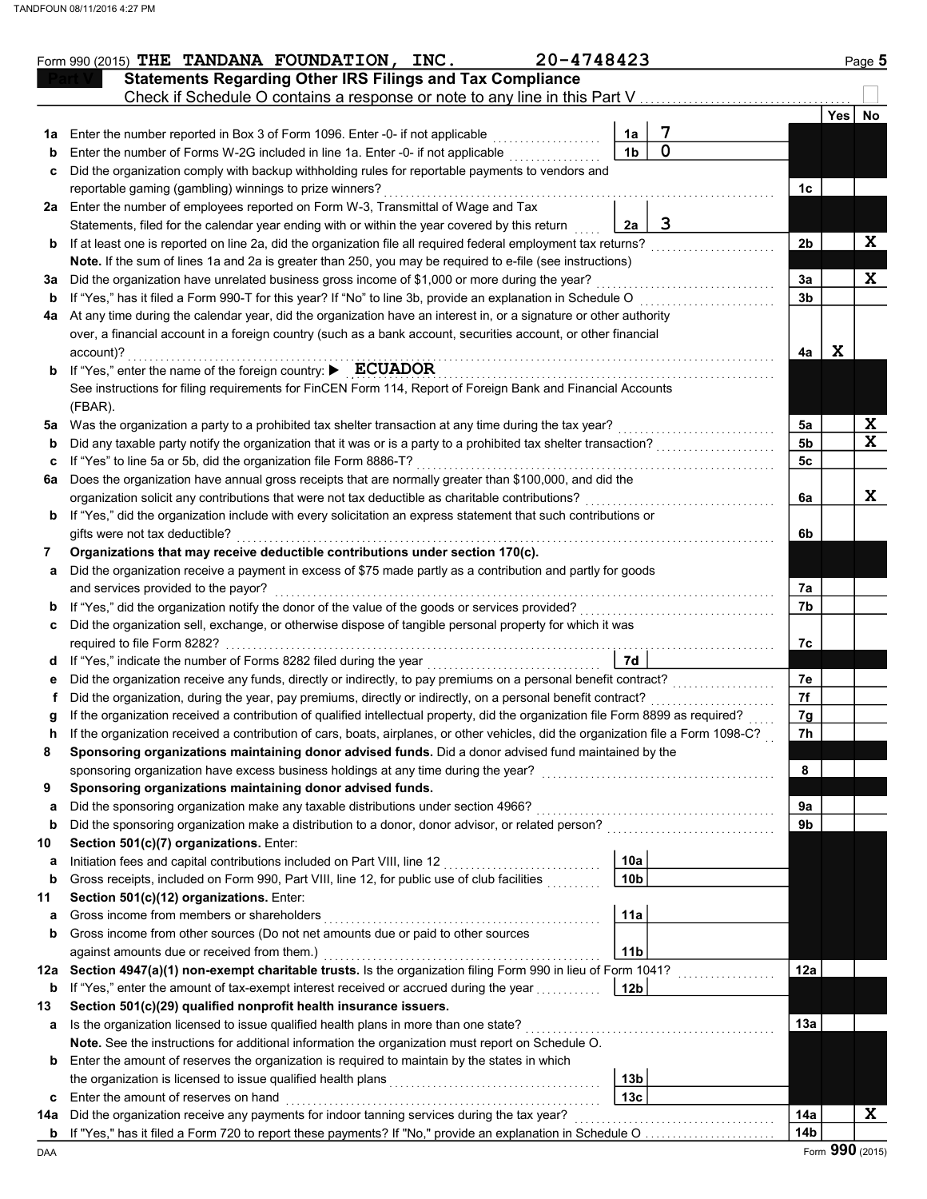Form 990 (2015) THE TANDANA FOUNDATION, INC. 20-4748423 Page 5

## Part V Statements Regarding Other IRS Filings and Tax Compliance

Check if Schedule O contains a response or note to any line in this Part V

| | | | | | Yes | No |
|---|---|---|---|---|---|---|
| 1a | Enter the number reported in Box 3 of Form 1096. Enter -0- if not applicable | 1a | 7 | | | |
| b | Enter the number of Forms W-2G included in line 1a. Enter -0- if not applicable | 1b | 0 | | | |
| c | Did the organization comply with backup withholding rules for reportable payments to vendors and reportable gaming (gambling) winnings to prize winners? | | | 1c | | |
| 2a | Enter the number of employees reported on Form W-3, Transmittal of Wage and Tax Statements, filed for the calendar year ending with or within the year covered by this return | 2a | 3 | | | |
| b | If at least one is reported on line 2a, did the organization file all required federal employment tax returns? | | | 2b | | X |
| | **Note.** If the sum of lines 1a and 2a is greater than 250, you may be required to e-file (see instructions) | | | | | |
| 3a | Did the organization have unrelated business gross income of $1,000 or more during the year? | | | 3a | | X |
| b | If "Yes," has it filed a Form 990-T for this year? If "No" to line 3b, provide an explanation in Schedule O | | | 3b | | |
| 4a | At any time during the calendar year, did the organization have an interest in, or a signature or other authority over, a financial account in a foreign country (such as a bank account, securities account, or other financial account)? | | | 4a | X | |
| b | If "Yes," enter the name of the foreign country: ▶ ECUADOR | | | | | |
| | See instructions for filing requirements for FinCEN Form 114, Report of Foreign Bank and Financial Accounts (FBAR). | | | | | |
| 5a | Was the organization a party to a prohibited tax shelter transaction at any time during the tax year? | | | 5a | | X |
| b | Did any taxable party notify the organization that it was or is a party to a prohibited tax shelter transaction? | | | 5b | | X |
| c | If "Yes" to line 5a or 5b, did the organization file Form 8886-T? | | | 5c | | |
| 6a | Does the organization have annual gross receipts that are normally greater than $100,000, and did the organization solicit any contributions that were not tax deductible as charitable contributions? | | | 6a | | X |
| b | If "Yes," did the organization include with every solicitation an express statement that such contributions or gifts were not tax deductible? | | | 6b | | |
| 7 | **Organizations that may receive deductible contributions under section 170(c).** | | | | | |
| a | Did the organization receive a payment in excess of $75 made partly as a contribution and partly for goods and services provided to the payor? | | | 7a | | |
| b | If "Yes," did the organization notify the donor of the value of the goods or services provided? | | | 7b | | |
| c | Did the organization sell, exchange, or otherwise dispose of tangible personal property for which it was required to file Form 8282? | | | 7c | | |
| d | If "Yes," indicate the number of Forms 8282 filed during the year | 7d | | | | |
| e | Did the organization receive any funds, directly or indirectly, to pay premiums on a personal benefit contract? | | | 7e | | |
| f | Did the organization, during the year, pay premiums, directly or indirectly, on a personal benefit contract? | | | 7f | | |
| g | If the organization received a contribution of qualified intellectual property, did the organization file Form 8899 as required? | | | 7g | | |
| h | If the organization received a contribution of cars, boats, airplanes, or other vehicles, did the organization file a Form 1098-C? | | | 7h | | |
| 8 | **Sponsoring organizations maintaining donor advised funds.** Did a donor advised fund maintained by the sponsoring organization have excess business holdings at any time during the year? | | | 8 | | |
| 9 | **Sponsoring organizations maintaining donor advised funds.** | | | | | |
| a | Did the sponsoring organization make any taxable distributions under section 4966? | | | 9a | | |
| b | Did the sponsoring organization make a distribution to a donor, donor advisor, or related person? | | | 9b | | |
| 10 | **Section 501(c)(7) organizations.** Enter: | | | | | |
| a | Initiation fees and capital contributions included on Part VIII, line 12 | 10a | | | | |
| b | Gross receipts, included on Form 990, Part VIII, line 12, for public use of club facilities | 10b | | | | |
| 11 | **Section 501(c)(12) organizations.** Enter: | | | | | |
| a | Gross income from members or shareholders | 11a | | | | |
| b | Gross income from other sources (Do not net amounts due or paid to other sources against amounts due or received from them.) | 11b | | | | |
| 12a | **Section 4947(a)(1) non-exempt charitable trusts.** Is the organization filing Form 990 in lieu of Form 1041? | | | 12a | | |
| b | If "Yes," enter the amount of tax-exempt interest received or accrued during the year | 12b | | | | |
| 13 | **Section 501(c)(29) qualified nonprofit health insurance issuers.** | | | | | |
| a | Is the organization licensed to issue qualified health plans in more than one state? | | | 13a | | |
| | **Note.** See the instructions for additional information the organization must report on Schedule O. | | | | | |
| b | Enter the amount of reserves the organization is required to maintain by the states in which the organization is licensed to issue qualified health plans | 13b | | | | |
| c | Enter the amount of reserves on hand | 13c | | | | |
| 14a | Did the organization receive any payments for indoor tanning services during the tax year? | | | 14a | | X |
| b | If "Yes," has it filed a Form 720 to report these payments? If "No," provide an explanation in Schedule O | | | 14b | | |

DAA Form 990 (2015)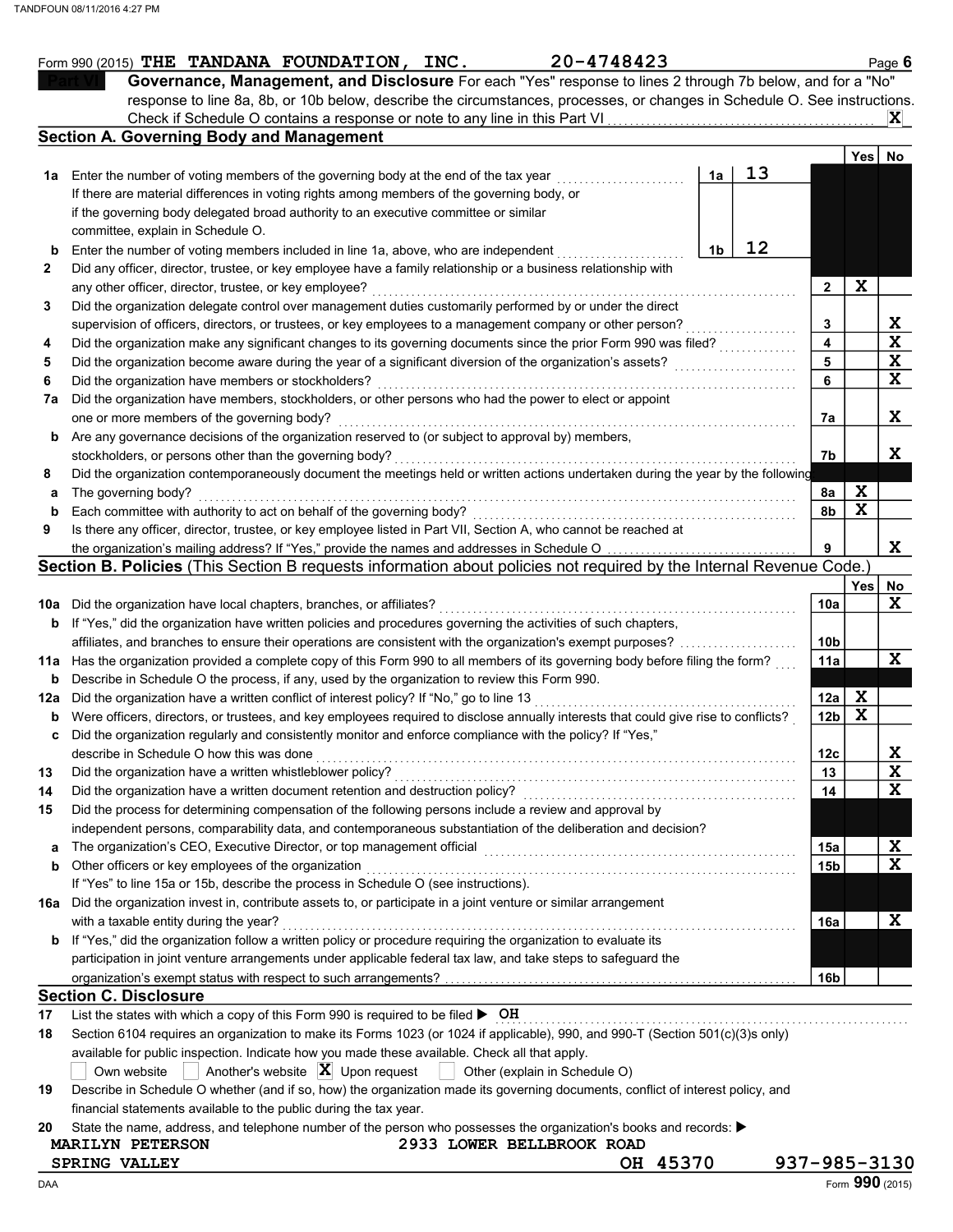Form 990 (2015) THE TANDANA FOUNDATION, INC. 20-4748423 Page 6

**Part VI** **Governance, Management, and Disclosure** For each "Yes" response to lines 2 through 7b below, and for a "No" response to line 8a, 8b, or 10b below, describe the circumstances, processes, or changes in Schedule O. See instructions.

Check if Schedule O contains a response or note to any line in this Part VI ... **X**

## Section A. Governing Body and Management

| | | | | Yes | No |
|---|---|---|---|---|---|
| **1a** | Enter the number of voting members of the governing body at the end of the tax year ... If there are material differences in voting rights among members of the governing body, or if the governing body delegated broad authority to an executive committee or similar committee, explain in Schedule O. | 1a 13 | | | |
| **b** | Enter the number of voting members included in line 1a, above, who are independent ... | 1b 12 | | | |
| **2** | Did any officer, director, trustee, or key employee have a family relationship or a business relationship with any other officer, director, trustee, or key employee? | | 2 | X | |
| **3** | Did the organization delegate control over management duties customarily performed by or under the direct supervision of officers, directors, or trustees, or key employees to a management company or other person? | | 3 | | X |
| **4** | Did the organization make any significant changes to its governing documents since the prior Form 990 was filed? | | 4 | | X |
| **5** | Did the organization become aware during the year of a significant diversion of the organization's assets? | | 5 | | X |
| **6** | Did the organization have members or stockholders? | | 6 | | X |
| **7a** | Did the organization have members, stockholders, or other persons who had the power to elect or appoint one or more members of the governing body? | | 7a | | X |
| **b** | Are any governance decisions of the organization reserved to (or subject to approval by) members, stockholders, or persons other than the governing body? | | 7b | | X |
| **8** | Did the organization contemporaneously document the meetings held or written actions undertaken during the year by the following: | | | | |
| **a** | The governing body? | | 8a | X | |
| **b** | Each committee with authority to act on behalf of the governing body? | | 8b | X | |
| **9** | Is there any officer, director, trustee, or key employee listed in Part VII, Section A, who cannot be reached at the organization's mailing address? If "Yes," provide the names and addresses in Schedule O | | 9 | | X |

## Section B. Policies (This Section B requests information about policies not required by the Internal Revenue Code.)

| | | | Yes | No |
|---|---|---|---|---|
| **10a** | Did the organization have local chapters, branches, or affiliates? | 10a | | X |
| **b** | If "Yes," did the organization have written policies and procedures governing the activities of such chapters, affiliates, and branches to ensure their operations are consistent with the organization's exempt purposes? | 10b | | |
| **11a** | Has the organization provided a complete copy of this Form 990 to all members of its governing body before filing the form? | 11a | | X |
| **b** | Describe in Schedule O the process, if any, used by the organization to review this Form 990. | | | |
| **12a** | Did the organization have a written conflict of interest policy? If "No," go to line 13 | 12a | X | |
| **b** | Were officers, directors, or trustees, and key employees required to disclose annually interests that could give rise to conflicts? | 12b | X | |
| **c** | Did the organization regularly and consistently monitor and enforce compliance with the policy? If "Yes," describe in Schedule O how this was done | 12c | | X |
| **13** | Did the organization have a written whistleblower policy? | 13 | | X |
| **14** | Did the organization have a written document retention and destruction policy? | 14 | | X |
| **15** | Did the process for determining compensation of the following persons include a review and approval by independent persons, comparability data, and contemporaneous substantiation of the deliberation and decision? | | | |
| **a** | The organization's CEO, Executive Director, or top management official | 15a | | X |
| **b** | Other officers or key employees of the organization | 15b | | X |
| | If "Yes" to line 15a or 15b, describe the process in Schedule O (see instructions). | | | |
| **16a** | Did the organization invest in, contribute assets to, or participate in a joint venture or similar arrangement with a taxable entity during the year? | 16a | | X |
| **b** | If "Yes," did the organization follow a written policy or procedure requiring the organization to evaluate its participation in joint venture arrangements under applicable federal tax law, and take steps to safeguard the organization's exempt status with respect to such arrangements? | 16b | | |

## Section C. Disclosure

**17** List the states with which a copy of this Form 990 is required to be filed ▶ OH

**18** Section 6104 requires an organization to make its Forms 1023 (or 1024 if applicable), 990, and 990-T (Section 501(c)(3)s only) available for public inspection. Indicate how you made these available. Check all that apply.

☐ Own website ☐ Another's website ☒ Upon request ☐ Other (explain in Schedule O)

**19** Describe in Schedule O whether (and if so, how) the organization made its governing documents, conflict of interest policy, and financial statements available to the public during the tax year.

**20** State the name, address, and telephone number of the person who possesses the organization's books and records: ▶

MARILYN PETERSON 2933 LOWER BELLBROOK ROAD
SPRING VALLEY OH 45370 937-985-3130

Form **990** (2015)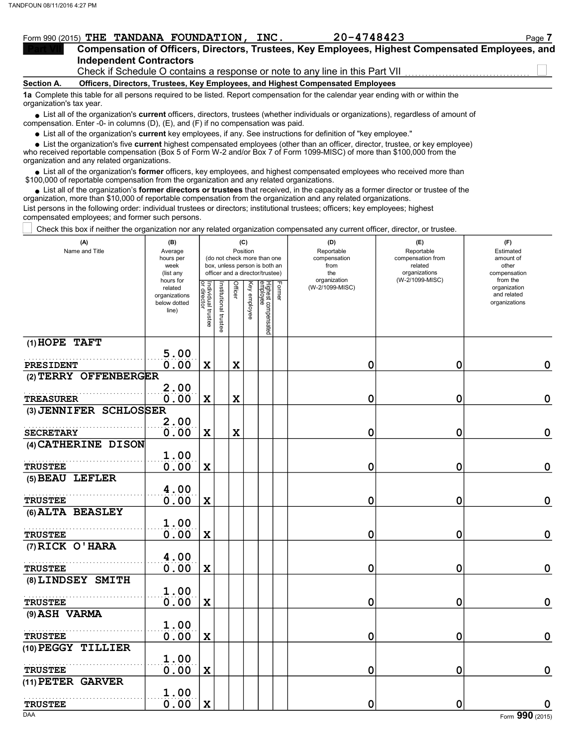Form 990 (2015) THE TANDANA FOUNDATION, INC. 20-4748423

## Part VII Compensation of Officers, Directors, Trustees, Key Employees, Highest Compensated Employees, and Independent Contractors

Check if Schedule O contains a response or note to any line in this Part VII ☐

**Section A. Officers, Directors, Trustees, Key Employees, and Highest Compensated Employees**

**1a** Complete this table for all persons required to be listed. Report compensation for the calendar year ending with or within the organization's tax year.

- List all of the organization's **current** officers, directors, trustees (whether individuals or organizations), regardless of amount of compensation. Enter -0- in columns (D), (E), and (F) if no compensation was paid.
- List all of the organization's **current** key employees, if any. See instructions for definition of "key employee."
- List the organization's five **current** highest compensated employees (other than an officer, director, trustee, or key employee) who received reportable compensation (Box 5 of Form W-2 and/or Box 7 of Form 1099-MISC) of more than $100,000 from the organization and any related organizations.
- List all of the organization's **former** officers, key employees, and highest compensated employees who received more than $100,000 of reportable compensation from the organization and any related organizations.
- List all of the organization's **former directors or trustees** that received, in the capacity as a former director or trustee of the organization, more than $10,000 of reportable compensation from the organization and any related organizations.

List persons in the following order: individual trustees or directors; institutional trustees; officers; key employees; highest compensated employees; and former such persons.

☐ Check this box if neither the organization nor any related organization compensated any current officer, director, or trustee.

| (A) Name and Title | (B) Average hours per week (list any hours for related organizations below dotted line) | (C) Position: Individual trustee or director | Institutional trustee | Officer | Key employee | Highest compensated employee | Former | (D) Reportable compensation from the organization (W-2/1099-MISC) | (E) Reportable compensation from related organizations (W-2/1099-MISC) | (F) Estimated amount of other compensation from the organization and related organizations |
|---|---|---|---|---|---|---|---|---|---|---|
| (1) HOPE TAFT<br>PRESIDENT | 5.00<br>0.00 | X | | X | | | | 0 | 0 | 0 |
| (2) TERRY OFFENBERGER<br>TREASURER | 2.00<br>0.00 | X | | X | | | | 0 | 0 | 0 |
| (3) JENNIFER SCHLOSSER<br>SECRETARY | 2.00<br>0.00 | X | | X | | | | 0 | 0 | 0 |
| (4) CATHERINE DISON<br>TRUSTEE | 1.00<br>0.00 | X | | | | | | 0 | 0 | 0 |
| (5) BEAU LEFLER<br>TRUSTEE | 4.00<br>0.00 | X | | | | | | 0 | 0 | 0 |
| (6) ALTA BEASLEY<br>TRUSTEE | 1.00<br>0.00 | X | | | | | | 0 | 0 | 0 |
| (7) RICK O'HARA<br>TRUSTEE | 4.00<br>0.00 | X | | | | | | 0 | 0 | 0 |
| (8) LINDSEY SMITH<br>TRUSTEE | 1.00<br>0.00 | X | | | | | | 0 | 0 | 0 |
| (9) ASH VARMA<br>TRUSTEE | 1.00<br>0.00 | X | | | | | | 0 | 0 | 0 |
| (10) PEGGY TILLIER<br>TRUSTEE | 1.00<br>0.00 | X | | | | | | 0 | 0 | 0 |
| (11) PETER GARVER<br>TRUSTEE | 1.00<br>0.00 | X | | | | | | 0 | 0 | 0 |

DAA Form 990 (2015)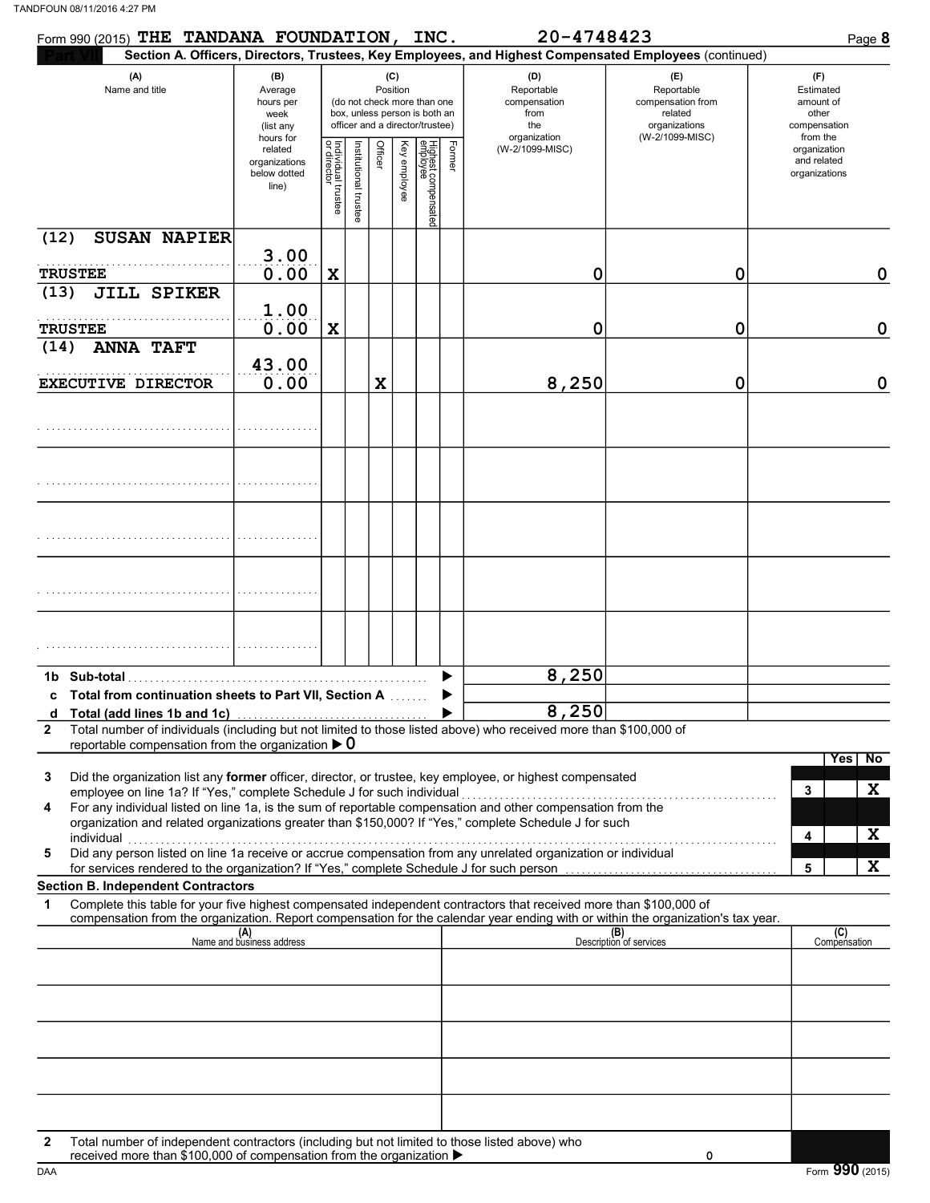Form 990 (2015) **THE TANDANA FOUNDATION, INC.** **20-4748423** Page **8**

**Part VII** **Section A. Officers, Directors, Trustees, Key Employees, and Highest Compensated Employees** (continued)

| (A) Name and title | (B) Average hours per week (list any hours for related organizations below dotted line) | (C) Position: Individual trustee or director | Institutional trustee | Officer | Key employee | Highest compensated employee | Former | (D) Reportable compensation from the organization (W-2/1099-MISC) | (E) Reportable compensation from related organizations (W-2/1099-MISC) | (F) Estimated amount of other compensation from the organization and related organizations |
|---|---|---|---|---|---|---|---|---|---|---|
| (12) SUSAN NAPIER<br>TRUSTEE | 3.00<br>0.00 | X | | | | | | 0 | 0 | 0 |
| (13) JILL SPIKER<br>TRUSTEE | 1.00<br>0.00 | X | | | | | | 0 | 0 | 0 |
| (14) ANNA TAFT<br>EXECUTIVE DIRECTOR | 43.00<br>0.00 | | | X | | | | 8,250 | 0 | 0 |
| | | | | | | | | | | |
| | | | | | | | | | | |
| | | | | | | | | | | |
| | | | | | | | | | | |
| | | | | | | | | | | |
| **1b Sub-total** | | | | | | | | 8,250 | | |
| **c Total from continuation sheets to Part VII, Section A** | | | | | | | | | | |
| **d Total (add lines 1b and 1c)** | | | | | | | | 8,250 | | |

**2** Total number of individuals (including but not limited to those listed above) who received more than $100,000 of reportable compensation from the organization ▶ 0

| | | Yes | No |
|---|---|---|---|
| **3** Did the organization list any **former** officer, director, or trustee, key employee, or highest compensated employee on line 1a? If "Yes," complete Schedule J for such individual | 3 | | X |
| **4** For any individual listed on line 1a, is the sum of reportable compensation and other compensation from the organization and related organizations greater than $150,000? If "Yes," complete Schedule J for such individual | 4 | | X |
| **5** Did any person listed on line 1a receive or accrue compensation from any unrelated organization or individual for services rendered to the organization? If "Yes," complete Schedule J for such person | 5 | | X |

**Section B. Independent Contractors**

**1** Complete this table for your five highest compensated independent contractors that received more than $100,000 of compensation from the organization. Report compensation for the calendar year ending with or within the organization's tax year.

| (A) Name and business address | (B) Description of services | (C) Compensation |
|---|---|---|
| | | |
| | | |
| | | |
| | | |
| | | |

**2** Total number of independent contractors (including but not limited to those listed above) who received more than $100,000 of compensation from the organization ▶ 0

Form **990** (2015)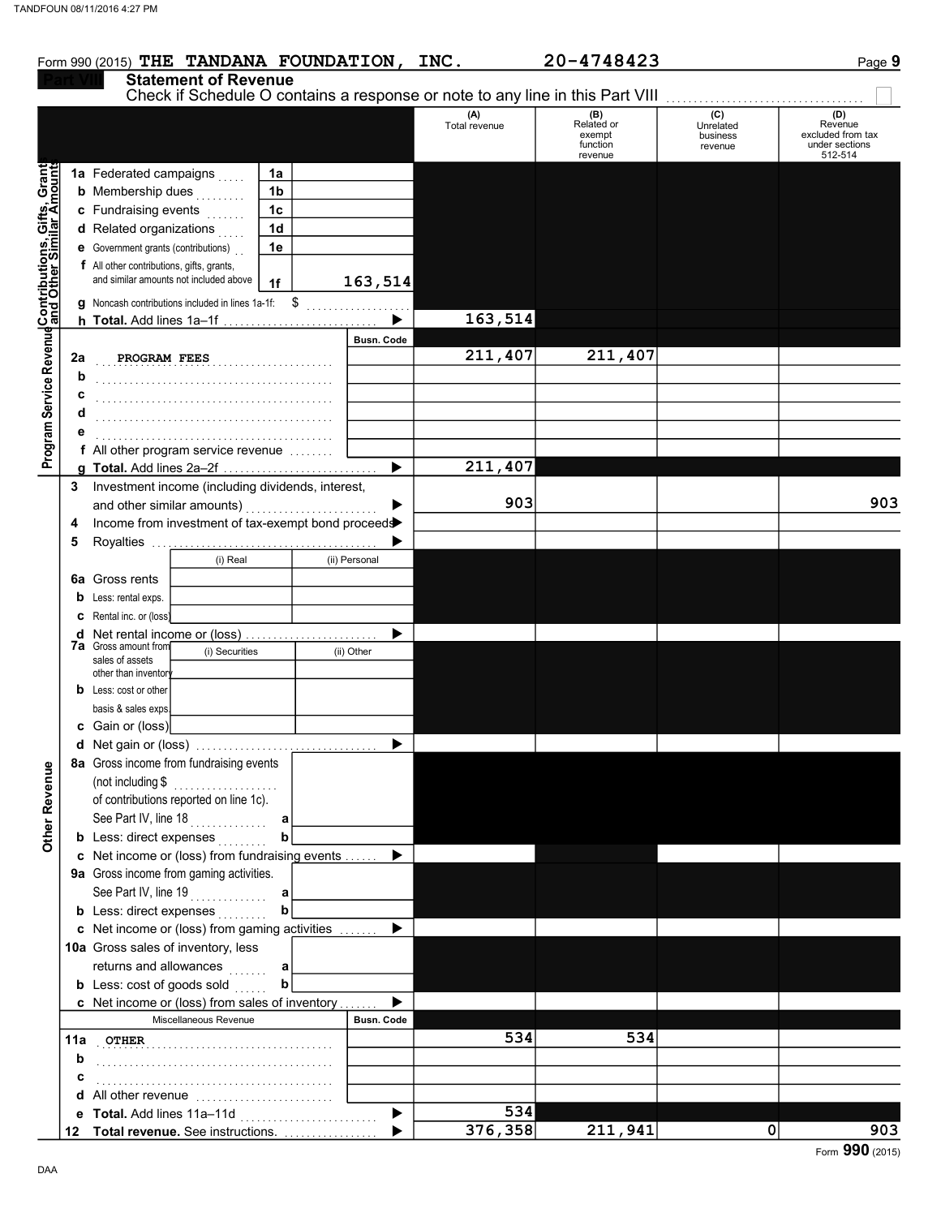Form 990 (2015) THE TANDANA FOUNDATION, INC. 20-4748423

## Part VIII Statement of Revenue

Check if Schedule O contains a response or note to any line in this Part VIII

| | | | (A) Total revenue | (B) Related or exempt function revenue | (C) Unrelated business revenue | (D) Revenue excluded from tax under sections 512-514 |
|---|---|---|---|---|---|---|
| **Contributions, Gifts, Grants and Other Similar Amounts** | 1a Federated campaigns | 1a | | | | |
| | b Membership dues | 1b | | | | |
| | c Fundraising events | 1c | | | | |
| | d Related organizations | 1d | | | | |
| | e Government grants (contributions) | 1e | | | | |
| | f All other contributions, gifts, grants, and similar amounts not included above | 1f 163,514 | | | | |
| | g Noncash contributions included in lines 1a-1f: $ | | | | | |
| | h **Total.** Add lines 1a–1f | ▶ | 163,514 | | | |
| **Program Service Revenue** | | Busn. Code | | | | |
| | 2a PROGRAM FEES | | 211,407 | 211,407 | | |
| | b | | | | | |
| | c | | | | | |
| | d | | | | | |
| | e | | | | | |
| | f All other program service revenue | | | | | |
| | g **Total.** Add lines 2a–2f | ▶ | 211,407 | | | |
| **Other Revenue** | 3 Investment income (including dividends, interest, and other similar amounts) | ▶ | 903 | | | 903 |
| | 4 Income from investment of tax-exempt bond proceeds | ▶ | | | | |
| | 5 Royalties | ▶ | | | | |
| | | (i) Real / (ii) Personal | | | | |
| | 6a Gross rents | | | | | |
| | b Less: rental exps. | | | | | |
| | c Rental inc. or (loss) | | | | | |
| | d Net rental income or (loss) | ▶ | | | | |
| | 7a Gross amount from sales of assets other than inventory | (i) Securities / (ii) Other | | | | |
| | b Less: cost or other basis & sales exps. | | | | | |
| | c Gain or (loss) | | | | | |
| | d Net gain or (loss) | ▶ | | | | |
| | 8a Gross income from fundraising events (not including $ of contributions reported on line 1c). See Part IV, line 18 | a | | | | |
| | b Less: direct expenses | b | | | | |
| | c Net income or (loss) from fundraising events | ▶ | | | | |
| | 9a Gross income from gaming activities. See Part IV, line 19 | a | | | | |
| | b Less: direct expenses | b | | | | |
| | c Net income or (loss) from gaming activities | ▶ | | | | |
| | 10a Gross sales of inventory, less returns and allowances | a | | | | |
| | b Less: cost of goods sold | b | | | | |
| | c Net income or (loss) from sales of inventory | ▶ | | | | |
| | Miscellaneous Revenue | Busn. Code | | | | |
| | 11a OTHER | | 534 | 534 | | |
| | b | | | | | |
| | c | | | | | |
| | d All other revenue | | | | | |
| | e **Total.** Add lines 11a–11d | ▶ | 534 | | | |
| | 12 **Total revenue.** See instructions. | ▶ | 376,358 | 211,941 | 0 | 903 |

Form **990** (2015)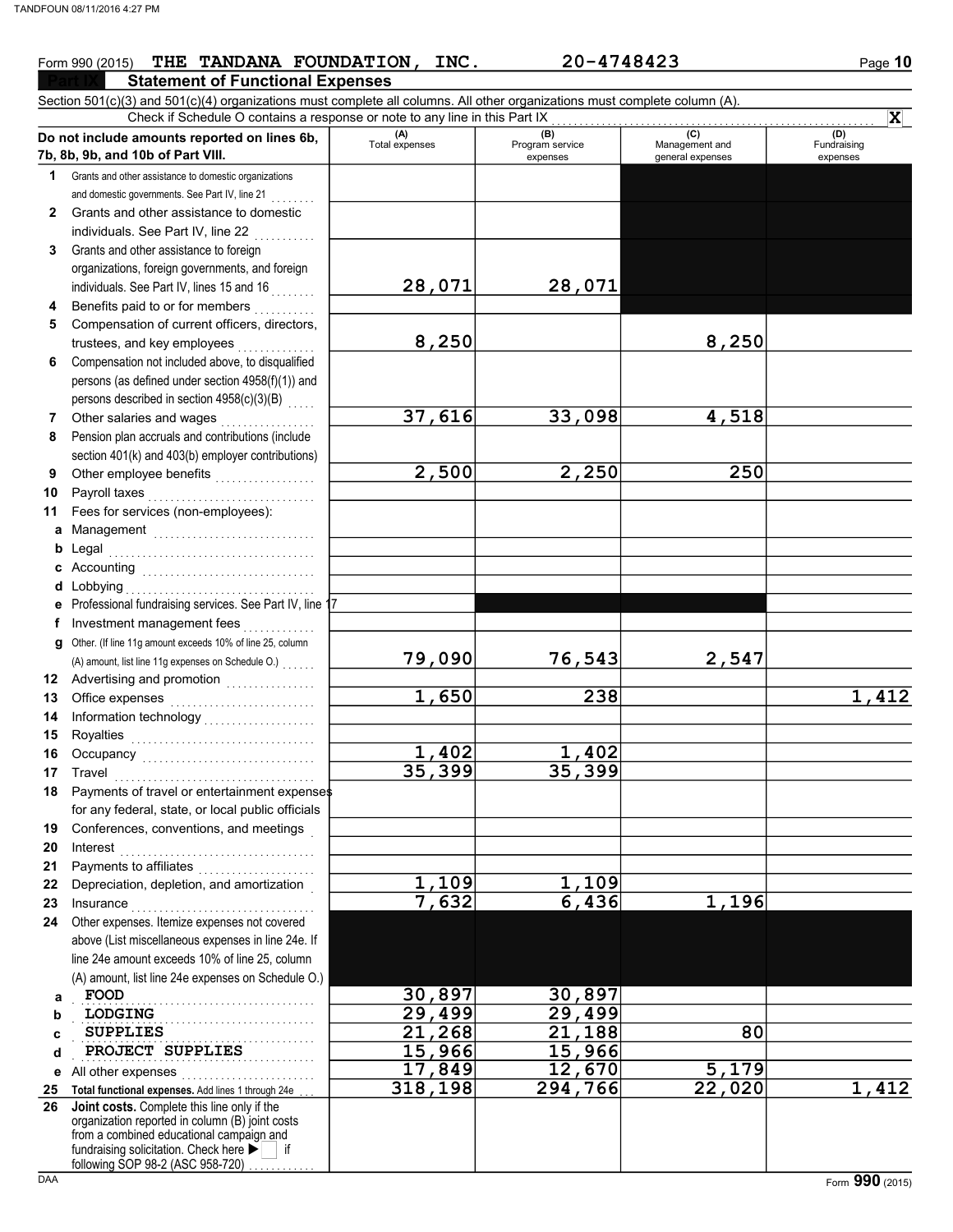Form 990 (2015) THE TANDANA FOUNDATION, INC. 20-4748423 Page 10

## Part IX Statement of Functional Expenses

Section 501(c)(3) and 501(c)(4) organizations must complete all columns. All other organizations must complete column (A).

Check if Schedule O contains a response or note to any line in this Part IX . . . . . . . . . . . . . . . . . . . . . . . . . . **X**

| Do not include amounts reported on lines 6b, 7b, 8b, 9b, and 10b of Part VIII. | (A) Total expenses | (B) Program service expenses | (C) Management and general expenses | (D) Fundraising expenses |
|---|---|---|---|---|
| 1 Grants and other assistance to domestic organizations and domestic governments. See Part IV, line 21 | | | | |
| 2 Grants and other assistance to domestic individuals. See Part IV, line 22 | | | | |
| 3 Grants and other assistance to foreign organizations, foreign governments, and foreign individuals. See Part IV, lines 15 and 16 | 28,071 | 28,071 | | |
| 4 Benefits paid to or for members | | | | |
| 5 Compensation of current officers, directors, trustees, and key employees | 8,250 | | 8,250 | |
| 6 Compensation not included above, to disqualified persons (as defined under section 4958(f)(1)) and persons described in section 4958(c)(3)(B) | | | | |
| 7 Other salaries and wages | 37,616 | 33,098 | 4,518 | |
| 8 Pension plan accruals and contributions (include section 401(k) and 403(b) employer contributions) | | | | |
| 9 Other employee benefits | 2,500 | 2,250 | 250 | |
| 10 Payroll taxes | | | | |
| 11 Fees for services (non-employees): | | | | |
| a Management | | | | |
| b Legal | | | | |
| c Accounting | | | | |
| d Lobbying | | | | |
| e Professional fundraising services. See Part IV, line 17 | | | | |
| f Investment management fees | | | | |
| g Other. (If line 11g amount exceeds 10% of line 25, column (A) amount, list line 11g expenses on Schedule O.) | 79,090 | 76,543 | 2,547 | |
| 12 Advertising and promotion | | | | |
| 13 Office expenses | 1,650 | 238 | | 1,412 |
| 14 Information technology | | | | |
| 15 Royalties | | | | |
| 16 Occupancy | 1,402 | 1,402 | | |
| 17 Travel | 35,399 | 35,399 | | |
| 18 Payments of travel or entertainment expenses for any federal, state, or local public officials | | | | |
| 19 Conferences, conventions, and meetings | | | | |
| 20 Interest | | | | |
| 21 Payments to affiliates | | | | |
| 22 Depreciation, depletion, and amortization | 1,109 | 1,109 | | |
| 23 Insurance | 7,632 | 6,436 | 1,196 | |
| 24 Other expenses. Itemize expenses not covered above (List miscellaneous expenses in line 24e. If line 24e amount exceeds 10% of line 25, column (A) amount, list line 24e expenses on Schedule O.) | | | | |
| a FOOD | 30,897 | 30,897 | | |
| b LODGING | 29,499 | 29,499 | | |
| c SUPPLIES | 21,268 | 21,188 | 80 | |
| d PROJECT SUPPLIES | 15,966 | 15,966 | | |
| e All other expenses | 17,849 | 12,670 | 5,179 | |
| 25 Total functional expenses. Add lines 1 through 24e | 318,198 | 294,766 | 22,020 | 1,412 |
| 26 Joint costs. Complete this line only if the organization reported in column (B) joint costs from a combined educational campaign and fundraising solicitation. Check here ▶ ☐ if following SOP 98-2 (ASC 958-720) | | | | |

Form 990 (2015)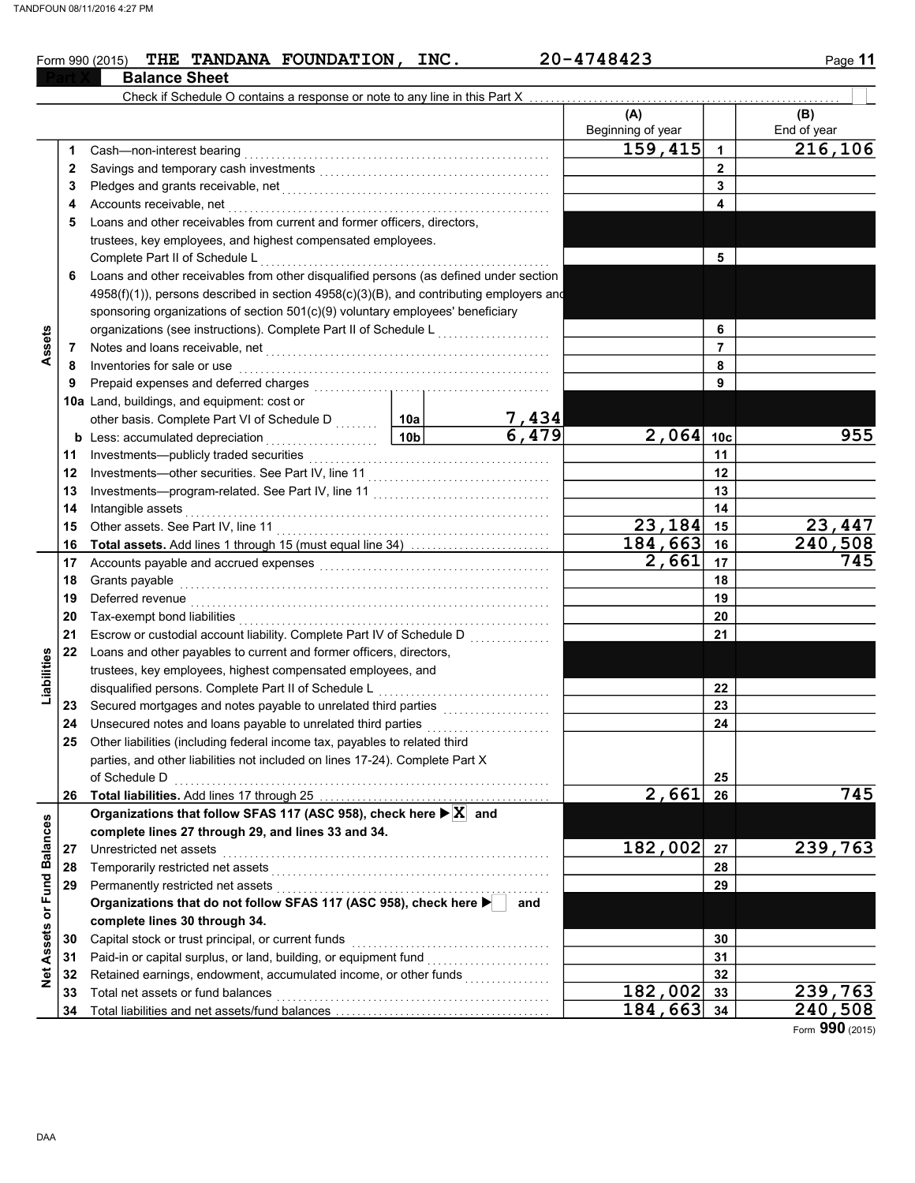Form 990 (2015) **THE TANDANA FOUNDATION, INC.** **20-4748423** Page **11**

## Part X Balance Sheet

Check if Schedule O contains a response or note to any line in this Part X . . . . . . . . . . . . . . . . . . . . . . . . . . . . . . . . . . . . . . . . . . . . . . . . . . .

| | | | (A) Beginning of year | | (B) End of year |
|---|---|---|---|---|---|
| **Assets** | 1 | Cash—non-interest bearing | 159,415 | 1 | 216,106 |
| | 2 | Savings and temporary cash investments | | 2 | |
| | 3 | Pledges and grants receivable, net | | 3 | |
| | 4 | Accounts receivable, net | | 4 | |
| | 5 | Loans and other receivables from current and former officers, directors, trustees, key employees, and highest compensated employees. Complete Part II of Schedule L | | 5 | |
| | 6 | Loans and other receivables from other disqualified persons (as defined under section 4958(f)(1)), persons described in section 4958(c)(3)(B), and contributing employers and sponsoring organizations of section 501(c)(9) voluntary employees' beneficiary organizations (see instructions). Complete Part II of Schedule L | | 6 | |
| | 7 | Notes and loans receivable, net | | 7 | |
| | 8 | Inventories for sale or use | | 8 | |
| | 9 | Prepaid expenses and deferred charges | | 9 | |
| | 10a | Land, buildings, and equipment: cost or other basis. Complete Part VI of Schedule D — 10a: 7,434 | | | |
| | b | Less: accumulated depreciation — 10b: 6,479 | 2,064 | 10c | 955 |
| | 11 | Investments—publicly traded securities | | 11 | |
| | 12 | Investments—other securities. See Part IV, line 11 | | 12 | |
| | 13 | Investments—program-related. See Part IV, line 11 | | 13 | |
| | 14 | Intangible assets | | 14 | |
| | 15 | Other assets. See Part IV, line 11 | 23,184 | 15 | 23,447 |
| | 16 | **Total assets.** Add lines 1 through 15 (must equal line 34) | 184,663 | 16 | 240,508 |
| **Liabilities** | 17 | Accounts payable and accrued expenses | 2,661 | 17 | 745 |
| | 18 | Grants payable | | 18 | |
| | 19 | Deferred revenue | | 19 | |
| | 20 | Tax-exempt bond liabilities | | 20 | |
| | 21 | Escrow or custodial account liability. Complete Part IV of Schedule D | | 21 | |
| | 22 | Loans and other payables to current and former officers, directors, trustees, key employees, highest compensated employees, and disqualified persons. Complete Part II of Schedule L | | 22 | |
| | 23 | Secured mortgages and notes payable to unrelated third parties | | 23 | |
| | 24 | Unsecured notes and loans payable to unrelated third parties | | 24 | |
| | 25 | Other liabilities (including federal income tax, payables to related third parties, and other liabilities not included on lines 17-24). Complete Part X of Schedule D | | 25 | |
| | 26 | **Total liabilities.** Add lines 17 through 25 | 2,661 | 26 | 745 |
| **Net Assets or Fund Balances** | | **Organizations that follow SFAS 117 (ASC 958), check here ▶ X and complete lines 27 through 29, and lines 33 and 34.** | | | |
| | 27 | Unrestricted net assets | 182,002 | 27 | 239,763 |
| | 28 | Temporarily restricted net assets | | 28 | |
| | 29 | Permanently restricted net assets | | 29 | |
| | | **Organizations that do not follow SFAS 117 (ASC 958), check here ▶ ☐ and complete lines 30 through 34.** | | | |
| | 30 | Capital stock or trust principal, or current funds | | 30 | |
| | 31 | Paid-in or capital surplus, or land, building, or equipment fund | | 31 | |
| | 32 | Retained earnings, endowment, accumulated income, or other funds | | 32 | |
| | 33 | Total net assets or fund balances | 182,002 | 33 | 239,763 |
| | 34 | Total liabilities and net assets/fund balances | 184,663 | 34 | 240,508 |

Form **990** (2015)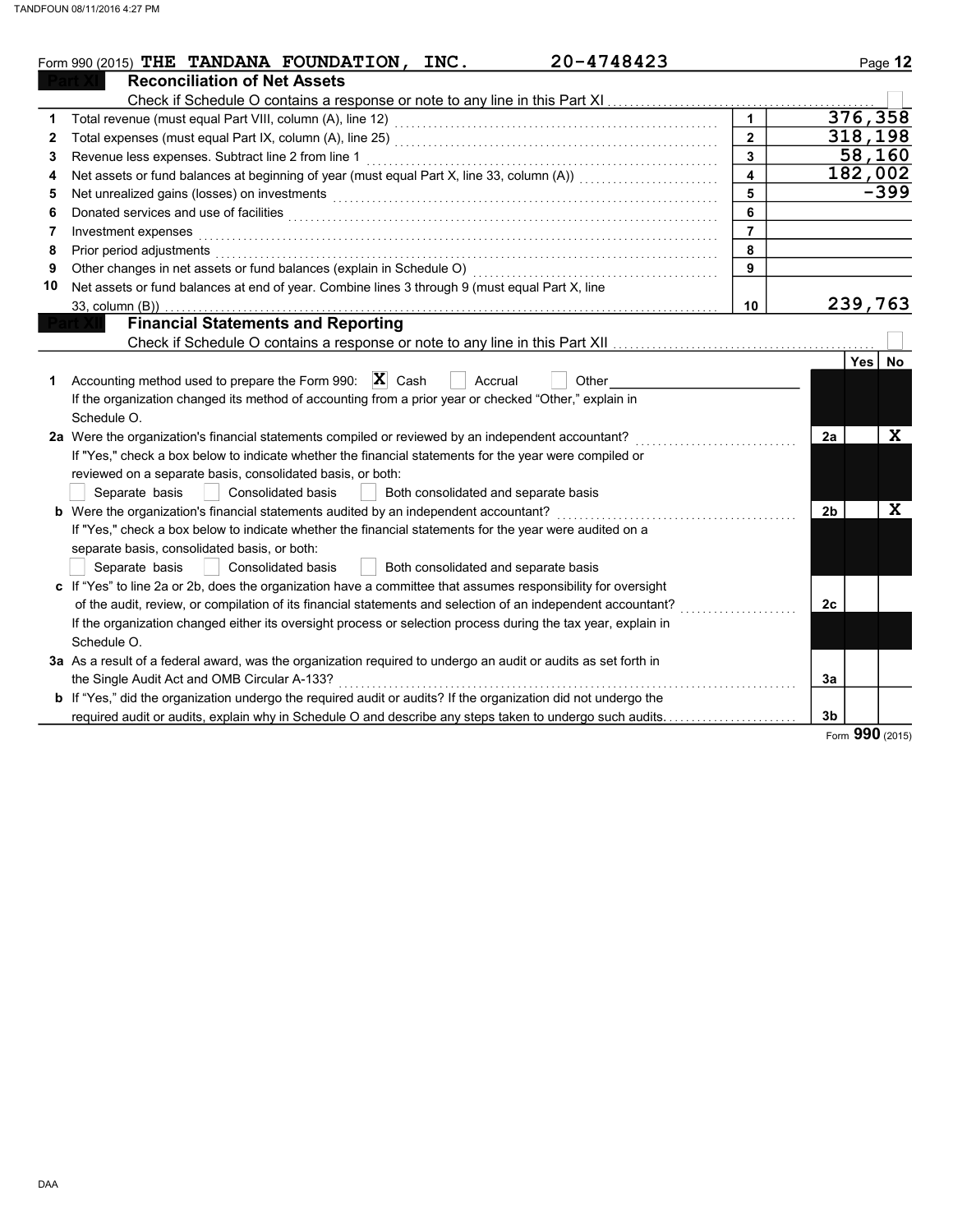Form 990 (2015) **THE TANDANA FOUNDATION, INC.** **20-4748423**

## Part XI Reconciliation of Net Assets

Check if Schedule O contains a response or note to any line in this Part XI ☐

| | | | |
|---|---|---|---|
| 1 | Total revenue (must equal Part VIII, column (A), line 12) | 1 | 376,358 |
| 2 | Total expenses (must equal Part IX, column (A), line 25) | 2 | 318,198 |
| 3 | Revenue less expenses. Subtract line 2 from line 1 | 3 | 58,160 |
| 4 | Net assets or fund balances at beginning of year (must equal Part X, line 33, column (A)) | 4 | 182,002 |
| 5 | Net unrealized gains (losses) on investments | 5 | -399 |
| 6 | Donated services and use of facilities | 6 | |
| 7 | Investment expenses | 7 | |
| 8 | Prior period adjustments | 8 | |
| 9 | Other changes in net assets or fund balances (explain in Schedule O) | 9 | |
| 10 | Net assets or fund balances at end of year. Combine lines 3 through 9 (must equal Part X, line 33, column (B)) | 10 | 239,763 |

## Part XII Financial Statements and Reporting

Check if Schedule O contains a response or note to any line in this Part XII ☐

| | | | Yes | No |
|---|---|---|---|---|
| 1 | Accounting method used to prepare the Form 990: ☒ Cash ☐ Accrual ☐ Other<br>If the organization changed its method of accounting from a prior year or checked "Other," explain in Schedule O. | | | |
| 2a | Were the organization's financial statements compiled or reviewed by an independent accountant?<br>If "Yes," check a box below to indicate whether the financial statements for the year were compiled or reviewed on a separate basis, consolidated basis, or both:<br>☐ Separate basis ☐ Consolidated basis ☐ Both consolidated and separate basis | 2a | | X |
| b | Were the organization's financial statements audited by an independent accountant?<br>If "Yes," check a box below to indicate whether the financial statements for the year were audited on a separate basis, consolidated basis, or both:<br>☐ Separate basis ☐ Consolidated basis ☐ Both consolidated and separate basis | 2b | | X |
| c | If "Yes" to line 2a or 2b, does the organization have a committee that assumes responsibility for oversight of the audit, review, or compilation of its financial statements and selection of an independent accountant?<br>If the organization changed either its oversight process or selection process during the tax year, explain in Schedule O. | 2c | | |
| 3a | As a result of a federal award, was the organization required to undergo an audit or audits as set forth in the Single Audit Act and OMB Circular A-133? | 3a | | |
| b | If "Yes," did the organization undergo the required audit or audits? If the organization did not undergo the required audit or audits, explain why in Schedule O and describe any steps taken to undergo such audits. | 3b | | |

Form **990** (2015)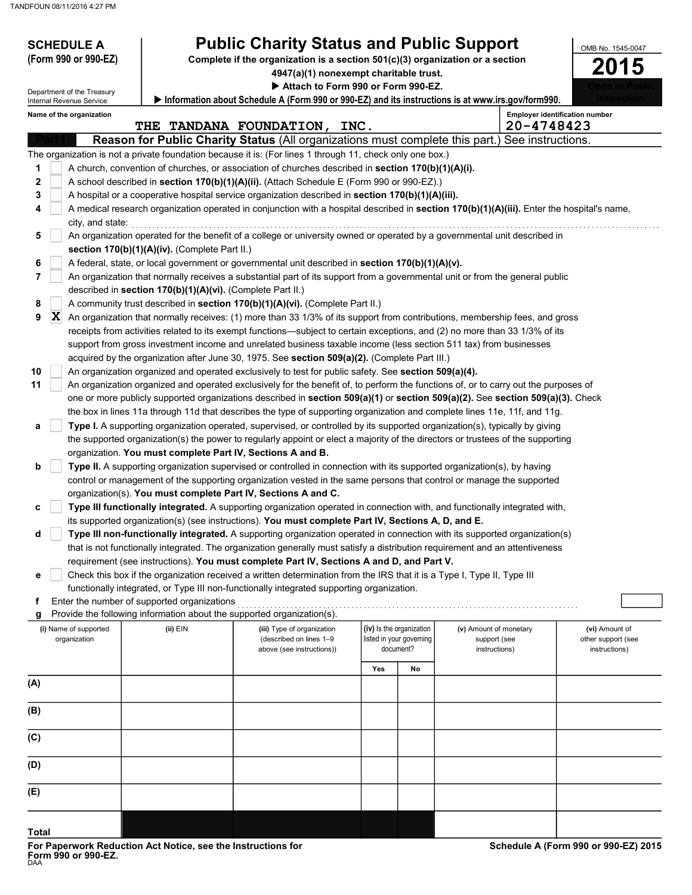**SCHEDULE A (Form 990 or 990-EZ)**

Department of the Treasury
Internal Revenue Service

# Public Charity Status and Public Support

**Complete if the organization is a section 501(c)(3) organization or a section 4947(a)(1) nonexempt charitable trust.**

**▶ Attach to Form 990 or Form 990-EZ.**

**▶ Information about Schedule A (Form 990 or 990-EZ) and its instructions is at www.irs.gov/form990.**

OMB No. 1545-0047

**2015**

Open to Public Inspection

Name of the organization: THE TANDANA FOUNDATION, INC.

Employer identification number: 20-4748423

## Part I — Reason for Public Charity Status (All organizations must complete this part.) See instructions.

The organization is not a private foundation because it is: (For lines 1 through 11, check only one box.)

1 [ ] A church, convention of churches, or association of churches described in **section 170(b)(1)(A)(i).**

2 [ ] A school described in **section 170(b)(1)(A)(ii).** (Attach Schedule E (Form 990 or 990-EZ).)

3 [ ] A hospital or a cooperative hospital service organization described in **section 170(b)(1)(A)(iii).**

4 [ ] A medical research organization operated in conjunction with a hospital described in **section 170(b)(1)(A)(iii).** Enter the hospital's name, city, and state:

5 [ ] An organization operated for the benefit of a college or university owned or operated by a governmental unit described in **section 170(b)(1)(A)(iv).** (Complete Part II.)

6 [ ] A federal, state, or local government or governmental unit described in **section 170(b)(1)(A)(v).**

7 [ ] An organization that normally receives a substantial part of its support from a governmental unit or from the general public described in **section 170(b)(1)(A)(vi).** (Complete Part II.)

8 [ ] A community trust described in **section 170(b)(1)(A)(vi).** (Complete Part II.)

9 [X] An organization that normally receives: (1) more than 33 1/3% of its support from contributions, membership fees, and gross receipts from activities related to its exempt functions—subject to certain exceptions, and (2) no more than 33 1/3% of its support from gross investment income and unrelated business taxable income (less section 511 tax) from businesses acquired by the organization after June 30, 1975. See **section 509(a)(2).** (Complete Part III.)

10 [ ] An organization organized and operated exclusively to test for public safety. See **section 509(a)(4).**

11 [ ] An organization organized and operated exclusively for the benefit of, to perform the functions of, or to carry out the purposes of one or more publicly supported organizations described in **section 509(a)(1)** or **section 509(a)(2).** See **section 509(a)(3).** Check the box in lines 11a through 11d that describes the type of supporting organization and complete lines 11e, 11f, and 11g.

a [ ] **Type I.** A supporting organization operated, supervised, or controlled by its supported organization(s), typically by giving the supported organization(s) the power to regularly appoint or elect a majority of the directors or trustees of the supporting organization. **You must complete Part IV, Sections A and B.**

b [ ] **Type II.** A supporting organization supervised or controlled in connection with its supported organization(s), by having control or management of the supporting organization vested in the same persons that control or manage the supported organization(s). **You must complete Part IV, Sections A and C.**

c [ ] **Type III functionally integrated.** A supporting organization operated in connection with, and functionally integrated with, its supported organization(s) (see instructions). **You must complete Part IV, Sections A, D, and E.**

d [ ] **Type III non-functionally integrated.** A supporting organization operated in connection with its supported organization(s) that is not functionally integrated. The organization generally must satisfy a distribution requirement and an attentiveness requirement (see instructions). **You must complete Part IV, Sections A and D, and Part V.**

e [ ] Check this box if the organization received a written determination from the IRS that it is a Type I, Type II, Type III functionally integrated, or Type III non-functionally integrated supporting organization.

f Enter the number of supported organizations

g Provide the following information about the supported organization(s).

| | (i) Name of supported organization | (ii) EIN | (iii) Type of organization (described on lines 1–9 above (see instructions)) | (iv) Is the organization listed in your governing document? Yes | No | (v) Amount of monetary support (see instructions) | (vi) Amount of other support (see instructions) |
|---|---|---|---|---|---|---|---|
| (A) | | | | | | | |
| (B) | | | | | | | |
| (C) | | | | | | | |
| (D) | | | | | | | |
| (E) | | | | | | | |
| Total | | | | | | | |

**For Paperwork Reduction Act Notice, see the Instructions for Form 990 or 990-EZ.**

DAA

**Schedule A (Form 990 or 990-EZ) 2015**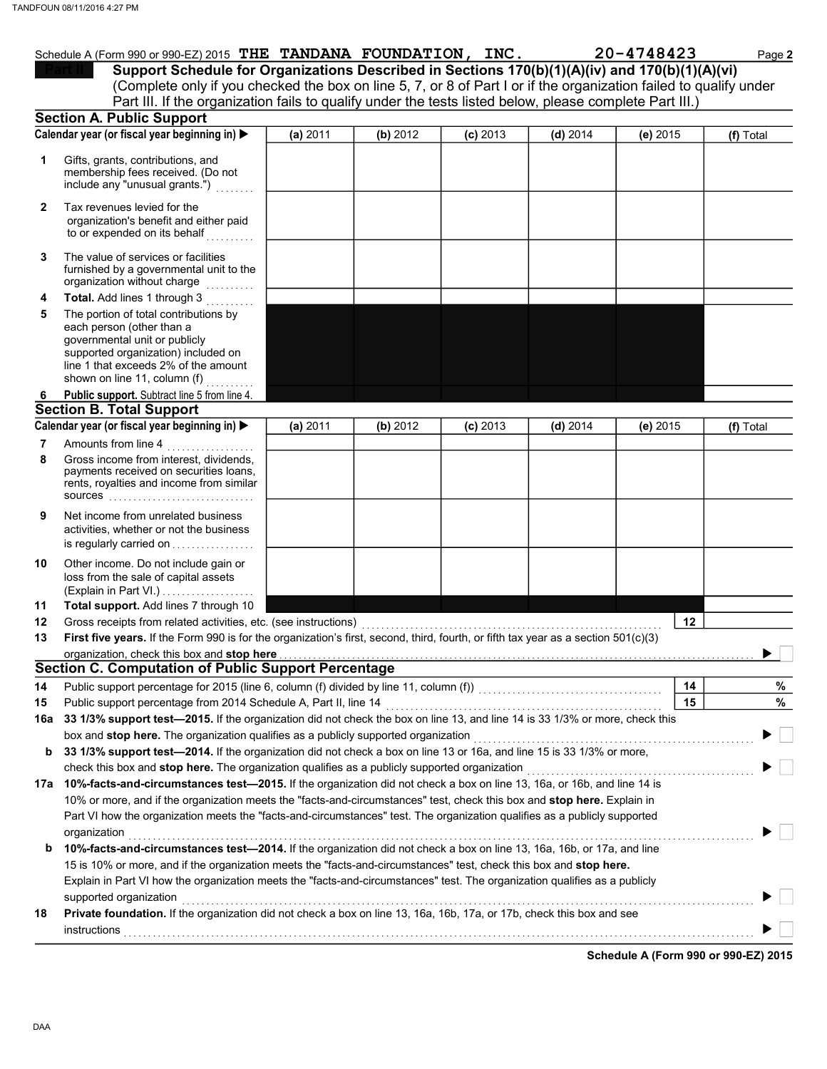Schedule A (Form 990 or 990-EZ) 2015 **THE TANDANA FOUNDATION, INC.** **20-4748423** Page **2**

## Part II Support Schedule for Organizations Described in Sections 170(b)(1)(A)(iv) and 170(b)(1)(A)(vi)

(Complete only if you checked the box on line 5, 7, or 8 of Part I or if the organization failed to qualify under Part III. If the organization fails to qualify under the tests listed below, please complete Part III.)

### Section A. Public Support

| Calendar year (or fiscal year beginning in) ▶ | (a) 2011 | (b) 2012 | (c) 2013 | (d) 2014 | (e) 2015 | (f) Total |
|---|---|---|---|---|---|---|
| **1** Gifts, grants, contributions, and membership fees received. (Do not include any "unusual grants.") | | | | | | |
| **2** Tax revenues levied for the organization's benefit and either paid to or expended on its behalf | | | | | | |
| **3** The value of services or facilities furnished by a governmental unit to the organization without charge | | | | | | |
| **4** **Total.** Add lines 1 through 3 | | | | | | |
| **5** The portion of total contributions by each person (other than a governmental unit or publicly supported organization) included on line 1 that exceeds 2% of the amount shown on line 11, column (f) | | | | | | |
| **6** **Public support.** Subtract line 5 from line 4. | | | | | | |

### Section B. Total Support

| Calendar year (or fiscal year beginning in) ▶ | (a) 2011 | (b) 2012 | (c) 2013 | (d) 2014 | (e) 2015 | (f) Total |
|---|---|---|---|---|---|---|
| **7** Amounts from line 4 | | | | | | |
| **8** Gross income from interest, dividends, payments received on securities loans, rents, royalties and income from similar sources | | | | | | |
| **9** Net income from unrelated business activities, whether or not the business is regularly carried on | | | | | | |
| **10** Other income. Do not include gain or loss from the sale of capital assets (Explain in Part VI.) | | | | | | |
| **11** **Total support.** Add lines 7 through 10 | | | | | | |

**12** Gross receipts from related activities, etc. (see instructions) **12**

**13** **First five years.** If the Form 990 is for the organization's first, second, third, fourth, or fifth tax year as a section 501(c)(3) organization, check this box and **stop here** ▶ ☐

### Section C. Computation of Public Support Percentage

**14** Public support percentage for 2015 (line 6, column (f) divided by line 11, column (f)) **14** %

**15** Public support percentage from 2014 Schedule A, Part II, line 14 **15** %

**16a** **33 1/3% support test—2015.** If the organization did not check the box on line 13, and line 14 is 33 1/3% or more, check this box and **stop here.** The organization qualifies as a publicly supported organization ▶ ☐

**b** **33 1/3% support test—2014.** If the organization did not check a box on line 13 or 16a, and line 15 is 33 1/3% or more, check this box and **stop here.** The organization qualifies as a publicly supported organization ▶ ☐

**17a** **10%-facts-and-circumstances test—2015.** If the organization did not check a box on line 13, 16a, or 16b, and line 14 is 10% or more, and if the organization meets the "facts-and-circumstances" test, check this box and **stop here.** Explain in Part VI how the organization meets the "facts-and-circumstances" test. The organization qualifies as a publicly supported organization ▶ ☐

**b** **10%-facts-and-circumstances test—2014.** If the organization did not check a box on line 13, 16a, 16b, or 17a, and line 15 is 10% or more, and if the organization meets the "facts-and-circumstances" test, check this box and **stop here.** Explain in Part VI how the organization meets the "facts-and-circumstances" test. The organization qualifies as a publicly supported organization ▶ ☐

**18** **Private foundation.** If the organization did not check a box on line 13, 16a, 16b, 17a, or 17b, check this box and see instructions ▶ ☐

**Schedule A (Form 990 or 990-EZ) 2015**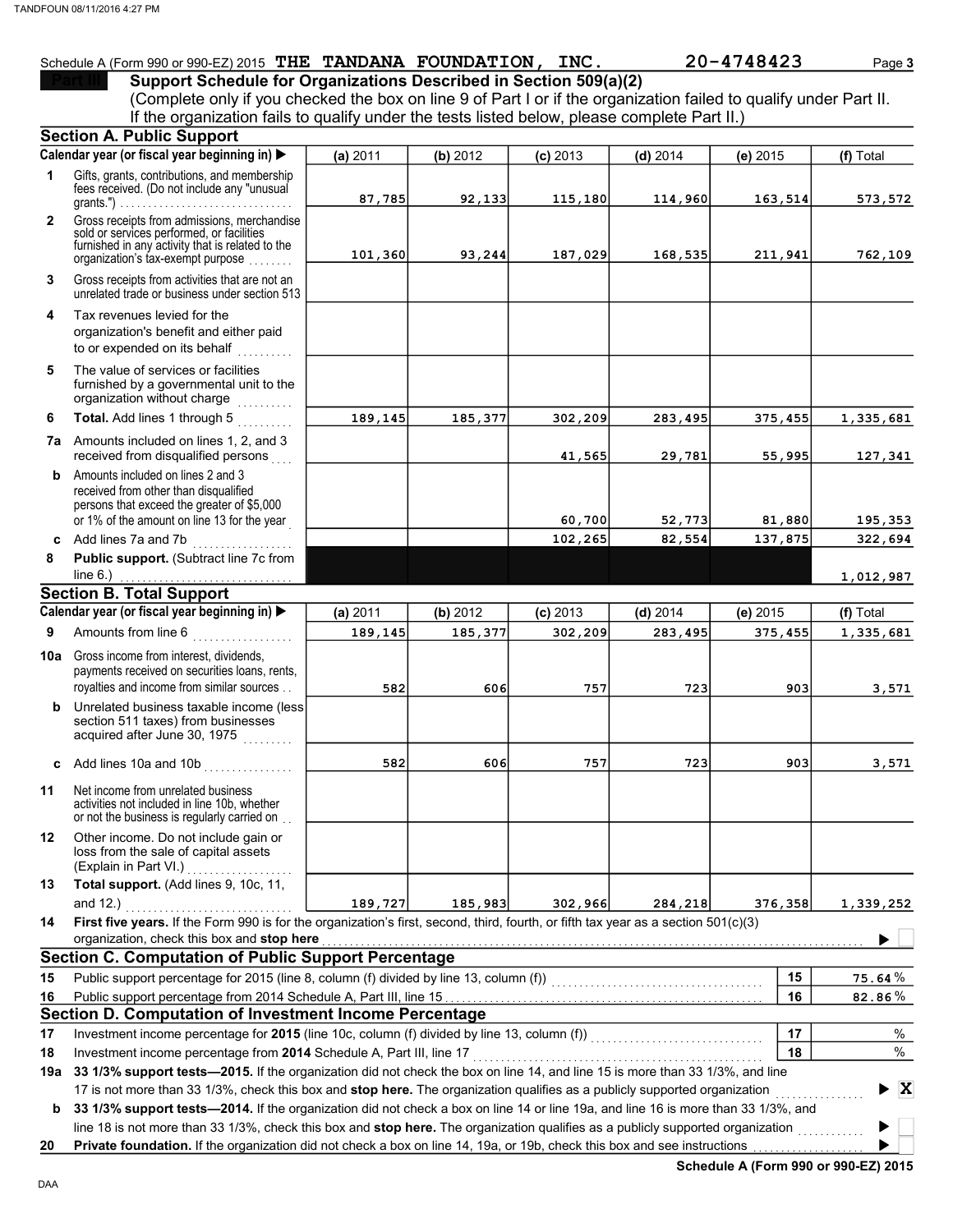Schedule A (Form 990 or 990-EZ) 2015 **THE TANDANA FOUNDATION, INC.** **20-4748423**

## Part III Support Schedule for Organizations Described in Section 509(a)(2)

(Complete only if you checked the box on line 9 of Part I or if the organization failed to qualify under Part II. If the organization fails to qualify under the tests listed below, please complete Part II.)

### Section A. Public Support

| Calendar year (or fiscal year beginning in) ▶ | (a) 2011 | (b) 2012 | (c) 2013 | (d) 2014 | (e) 2015 | (f) Total |
|---|---|---|---|---|---|---|
| 1 Gifts, grants, contributions, and membership fees received. (Do not include any "unusual grants.") | 87,785 | 92,133 | 115,180 | 114,960 | 163,514 | 573,572 |
| 2 Gross receipts from admissions, merchandise sold or services performed, or facilities furnished in any activity that is related to the organization's tax-exempt purpose | 101,360 | 93,244 | 187,029 | 168,535 | 211,941 | 762,109 |
| 3 Gross receipts from activities that are not an unrelated trade or business under section 513 | | | | | | |
| 4 Tax revenues levied for the organization's benefit and either paid to or expended on its behalf | | | | | | |
| 5 The value of services or facilities furnished by a governmental unit to the organization without charge | | | | | | |
| 6 **Total.** Add lines 1 through 5 | 189,145 | 185,377 | 302,209 | 283,495 | 375,455 | 1,335,681 |
| 7a Amounts included on lines 1, 2, and 3 received from disqualified persons | | | 41,565 | 29,781 | 55,995 | 127,341 |
| b Amounts included on lines 2 and 3 received from other than disqualified persons that exceed the greater of $5,000 or 1% of the amount on line 13 for the year | | | 60,700 | 52,773 | 81,880 | 195,353 |
| c Add lines 7a and 7b | | | 102,265 | 82,554 | 137,875 | 322,694 |
| 8 **Public support.** (Subtract line 7c from line 6.) | | | | | | 1,012,987 |

### Section B. Total Support

| Calendar year (or fiscal year beginning in) ▶ | (a) 2011 | (b) 2012 | (c) 2013 | (d) 2014 | (e) 2015 | (f) Total |
|---|---|---|---|---|---|---|
| 9 Amounts from line 6 | 189,145 | 185,377 | 302,209 | 283,495 | 375,455 | 1,335,681 |
| 10a Gross income from interest, dividends, payments received on securities loans, rents, royalties and income from similar sources | 582 | 606 | 757 | 723 | 903 | 3,571 |
| b Unrelated business taxable income (less section 511 taxes) from businesses acquired after June 30, 1975 | | | | | | |
| c Add lines 10a and 10b | 582 | 606 | 757 | 723 | 903 | 3,571 |
| 11 Net income from unrelated business activities not included in line 10b, whether or not the business is regularly carried on | | | | | | |
| 12 Other income. Do not include gain or loss from the sale of capital assets (Explain in Part VI.) | | | | | | |
| 13 **Total support.** (Add lines 9, 10c, 11, and 12.) | 189,727 | 185,983 | 302,966 | 284,218 | 376,358 | 1,339,252 |

14 **First five years.** If the Form 990 is for the organization's first, second, third, fourth, or fifth tax year as a section 501(c)(3) organization, check this box and **stop here** ▶ ☐

### Section C. Computation of Public Support Percentage

| | | | |
|---|---|---|---|
| 15 | Public support percentage for 2015 (line 8, column (f) divided by line 13, column (f)) | 15 | 75.64 % |
| 16 | Public support percentage from 2014 Schedule A, Part III, line 15 | 16 | 82.86 % |

### Section D. Computation of Investment Income Percentage

| | | | |
|---|---|---|---|
| 17 | Investment income percentage for **2015** (line 10c, column (f) divided by line 13, column (f)) | 17 | % |
| 18 | Investment income percentage from **2014** Schedule A, Part III, line 17 | 18 | % |

19a **33 1/3% support tests—2015.** If the organization did not check the box on line 14, and line 15 is more than 33 1/3%, and line 17 is not more than 33 1/3%, check this box and **stop here.** The organization qualifies as a publicly supported organization ▶ ☒

b **33 1/3% support tests—2014.** If the organization did not check a box on line 14 or line 19a, and line 16 is more than 33 1/3%, and line 18 is not more than 33 1/3%, check this box and **stop here.** The organization qualifies as a publicly supported organization ▶ ☐

20 **Private foundation.** If the organization did not check a box on line 14, 19a, or 19b, check this box and see instructions ▶ ☐

**Schedule A (Form 990 or 990-EZ) 2015**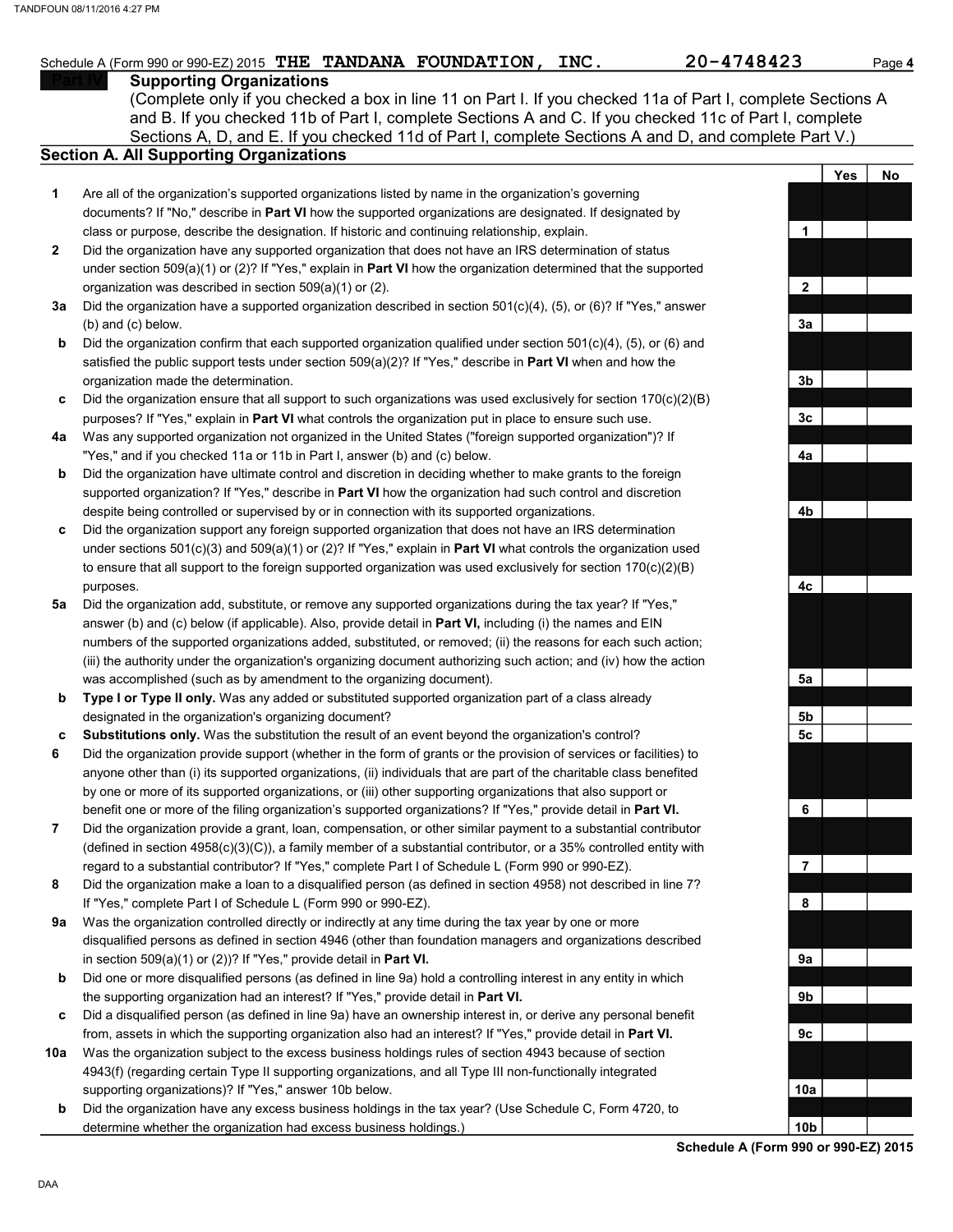Schedule A (Form 990 or 990-EZ) 2015 **THE TANDANA FOUNDATION, INC.** **20-4748423**

**Part IV** **Supporting Organizations**

(Complete only if you checked a box in line 11 on Part I. If you checked 11a of Part I, complete Sections A and B. If you checked 11b of Part I, complete Sections A and C. If you checked 11c of Part I, complete Sections A, D, and E. If you checked 11d of Part I, complete Sections A and D, and complete Part V.)

## Section A. All Supporting Organizations

| | | | Yes | No |
|---|---|---|---|---|
| 1 | Are all of the organization's supported organizations listed by name in the organization's governing documents? If "No," describe in **Part VI** how the supported organizations are designated. If designated by class or purpose, describe the designation. If historic and continuing relationship, explain. | 1 | | |
| 2 | Did the organization have any supported organization that does not have an IRS determination of status under section 509(a)(1) or (2)? If "Yes," explain in **Part VI** how the organization determined that the supported organization was described in section 509(a)(1) or (2). | 2 | | |
| 3a | Did the organization have a supported organization described in section 501(c)(4), (5), or (6)? If "Yes," answer (b) and (c) below. | 3a | | |
| b | Did the organization confirm that each supported organization qualified under section 501(c)(4), (5), or (6) and satisfied the public support tests under section 509(a)(2)? If "Yes," describe in **Part VI** when and how the organization made the determination. | 3b | | |
| c | Did the organization ensure that all support to such organizations was used exclusively for section 170(c)(2)(B) purposes? If "Yes," explain in **Part VI** what controls the organization put in place to ensure such use. | 3c | | |
| 4a | Was any supported organization not organized in the United States ("foreign supported organization")? If "Yes," and if you checked 11a or 11b in Part I, answer (b) and (c) below. | 4a | | |
| b | Did the organization have ultimate control and discretion in deciding whether to make grants to the foreign supported organization? If "Yes," describe in **Part VI** how the organization had such control and discretion despite being controlled or supervised by or in connection with its supported organizations. | 4b | | |
| c | Did the organization support any foreign supported organization that does not have an IRS determination under sections 501(c)(3) and 509(a)(1) or (2)? If "Yes," explain in **Part VI** what controls the organization used to ensure that all support to the foreign supported organization was used exclusively for section 170(c)(2)(B) purposes. | 4c | | |
| 5a | Did the organization add, substitute, or remove any supported organizations during the tax year? If "Yes," answer (b) and (c) below (if applicable). Also, provide detail in **Part VI,** including (i) the names and EIN numbers of the supported organizations added, substituted, or removed; (ii) the reasons for each such action; (iii) the authority under the organization's organizing document authorizing such action; and (iv) how the action was accomplished (such as by amendment to the organizing document). | 5a | | |
| b | **Type I or Type II only.** Was any added or substituted supported organization part of a class already designated in the organization's organizing document? | 5b | | |
| c | **Substitutions only.** Was the substitution the result of an event beyond the organization's control? | 5c | | |
| 6 | Did the organization provide support (whether in the form of grants or the provision of services or facilities) to anyone other than (i) its supported organizations, (ii) individuals that are part of the charitable class benefited by one or more of its supported organizations, or (iii) other supporting organizations that also support or benefit one or more of the filing organization's supported organizations? If "Yes," provide detail in **Part VI.** | 6 | | |
| 7 | Did the organization provide a grant, loan, compensation, or other similar payment to a substantial contributor (defined in section 4958(c)(3)(C)), a family member of a substantial contributor, or a 35% controlled entity with regard to a substantial contributor? If "Yes," complete Part I of Schedule L (Form 990 or 990-EZ). | 7 | | |
| 8 | Did the organization make a loan to a disqualified person (as defined in section 4958) not described in line 7? If "Yes," complete Part I of Schedule L (Form 990 or 990-EZ). | 8 | | |
| 9a | Was the organization controlled directly or indirectly at any time during the tax year by one or more disqualified persons as defined in section 4946 (other than foundation managers and organizations described in section 509(a)(1) or (2))? If "Yes," provide detail in **Part VI.** | 9a | | |
| b | Did one or more disqualified persons (as defined in line 9a) hold a controlling interest in any entity in which the supporting organization had an interest? If "Yes," provide detail in **Part VI.** | 9b | | |
| c | Did a disqualified person (as defined in line 9a) have an ownership interest in, or derive any personal benefit from, assets in which the supporting organization also had an interest? If "Yes," provide detail in **Part VI.** | 9c | | |
| 10a | Was the organization subject to the excess business holdings rules of section 4943 because of section 4943(f) (regarding certain Type II supporting organizations, and all Type III non-functionally integrated supporting organizations)? If "Yes," answer 10b below. | 10a | | |
| b | Did the organization have any excess business holdings in the tax year? (Use Schedule C, Form 4720, to determine whether the organization had excess business holdings.) | 10b | | |

**Schedule A (Form 990 or 990-EZ) 2015**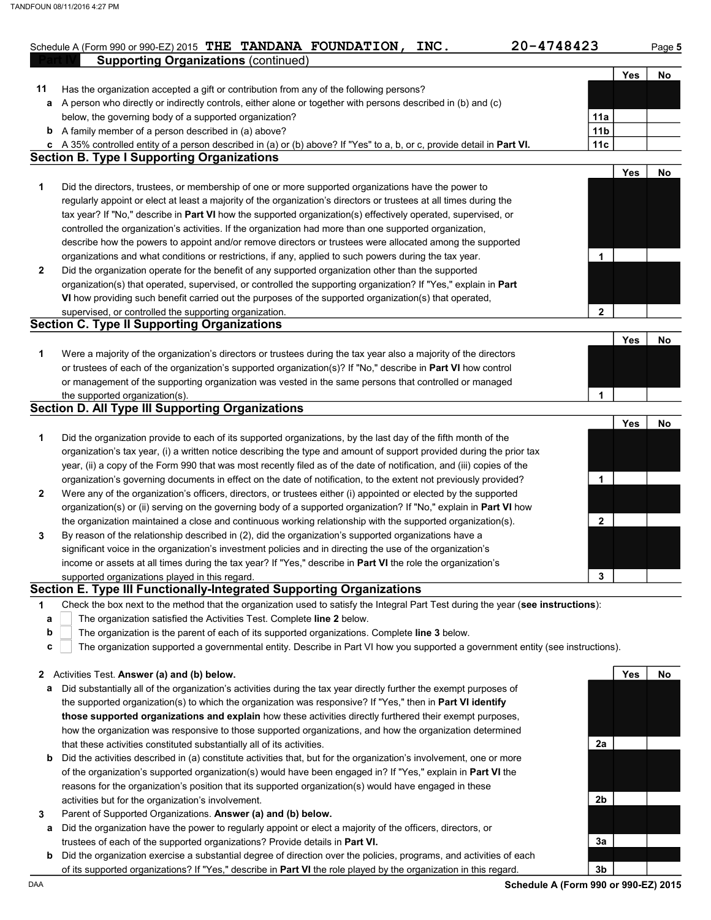Schedule A (Form 990 or 990-EZ) 2015 **THE TANDANA FOUNDATION, INC.** **20-4748423** Page **5**

## Part IV Supporting Organizations (continued)

| | | | Yes | No |
|---|---|---|---|---|
| **11** | Has the organization accepted a gift or contribution from any of the following persons? | | | |
| **a** | A person who directly or indirectly controls, either alone or together with persons described in (b) and (c) below, the governing body of a supported organization? | **11a** | | |
| **b** | A family member of a person described in (a) above? | **11b** | | |
| **c** | A 35% controlled entity of a person described in (a) or (b) above? If "Yes" to a, b, or c, provide detail in **Part VI.** | **11c** | | |

## Section B. Type I Supporting Organizations

| | | | Yes | No |
|---|---|---|---|---|
| **1** | Did the directors, trustees, or membership of one or more supported organizations have the power to regularly appoint or elect at least a majority of the organization's directors or trustees at all times during the tax year? If "No," describe in **Part VI** how the supported organization(s) effectively operated, supervised, or controlled the organization's activities. If the organization had more than one supported organization, describe how the powers to appoint and/or remove directors or trustees were allocated among the supported organizations and what conditions or restrictions, if any, applied to such powers during the tax year. | **1** | | |
| **2** | Did the organization operate for the benefit of any supported organization other than the supported organization(s) that operated, supervised, or controlled the supporting organization? If "Yes," explain in **Part VI** how providing such benefit carried out the purposes of the supported organization(s) that operated, supervised, or controlled the supporting organization. | **2** | | |

## Section C. Type II Supporting Organizations

| | | | Yes | No |
|---|---|---|---|---|
| **1** | Were a majority of the organization's directors or trustees during the tax year also a majority of the directors or trustees of each of the organization's supported organization(s)? If "No," describe in **Part VI** how control or management of the supporting organization was vested in the same persons that controlled or managed the supported organization(s). | **1** | | |

## Section D. All Type III Supporting Organizations

| | | | Yes | No |
|---|---|---|---|---|
| **1** | Did the organization provide to each of its supported organizations, by the last day of the fifth month of the organization's tax year, (i) a written notice describing the type and amount of support provided during the prior tax year, (ii) a copy of the Form 990 that was most recently filed as of the date of notification, and (iii) copies of the organization's governing documents in effect on the date of notification, to the extent not previously provided? | **1** | | |
| **2** | Were any of the organization's officers, directors, or trustees either (i) appointed or elected by the supported organization(s) or (ii) serving on the governing body of a supported organization? If "No," explain in **Part VI** how the organization maintained a close and continuous working relationship with the supported organization(s). | **2** | | |
| **3** | By reason of the relationship described in (2), did the organization's supported organizations have a significant voice in the organization's investment policies and in directing the use of the organization's income or assets at all times during the tax year? If "Yes," describe in **Part VI** the role the organization's supported organizations played in this regard. | **3** | | |

## Section E. Type III Functionally-Integrated Supporting Organizations

**1** Check the box next to the method that the organization used to satisfy the Integral Part Test during the year (**see instructions**):

- **a** ☐ The organization satisfied the Activities Test. Complete **line 2** below.
- **b** ☐ The organization is the parent of each of its supported organizations. Complete **line 3** below.
- **c** ☐ The organization supported a governmental entity. Describe in Part VI how you supported a government entity (see instructions).

| | | | Yes | No |
|---|---|---|---|---|
| **2** | Activities Test. **Answer (a) and (b) below.** | | | |
| **a** | Did substantially all of the organization's activities during the tax year directly further the exempt purposes of the supported organization(s) to which the organization was responsive? If "Yes," then in **Part VI identify those supported organizations and explain** how these activities directly furthered their exempt purposes, how the organization was responsive to those supported organizations, and how the organization determined that these activities constituted substantially all of its activities. | **2a** | | |
| **b** | Did the activities described in (a) constitute activities that, but for the organization's involvement, one or more of the organization's supported organization(s) would have been engaged in? If "Yes," explain in **Part VI** the reasons for the organization's position that its supported organization(s) would have engaged in these activities but for the organization's involvement. | **2b** | | |
| **3** | Parent of Supported Organizations. **Answer (a) and (b) below.** | | | |
| **a** | Did the organization have the power to regularly appoint or elect a majority of the officers, directors, or trustees of each of the supported organizations? Provide details in **Part VI.** | **3a** | | |
| **b** | Did the organization exercise a substantial degree of direction over the policies, programs, and activities of each of its supported organizations? If "Yes," describe in **Part VI** the role played by the organization in this regard. | **3b** | | |

DAA **Schedule A (Form 990 or 990-EZ) 2015**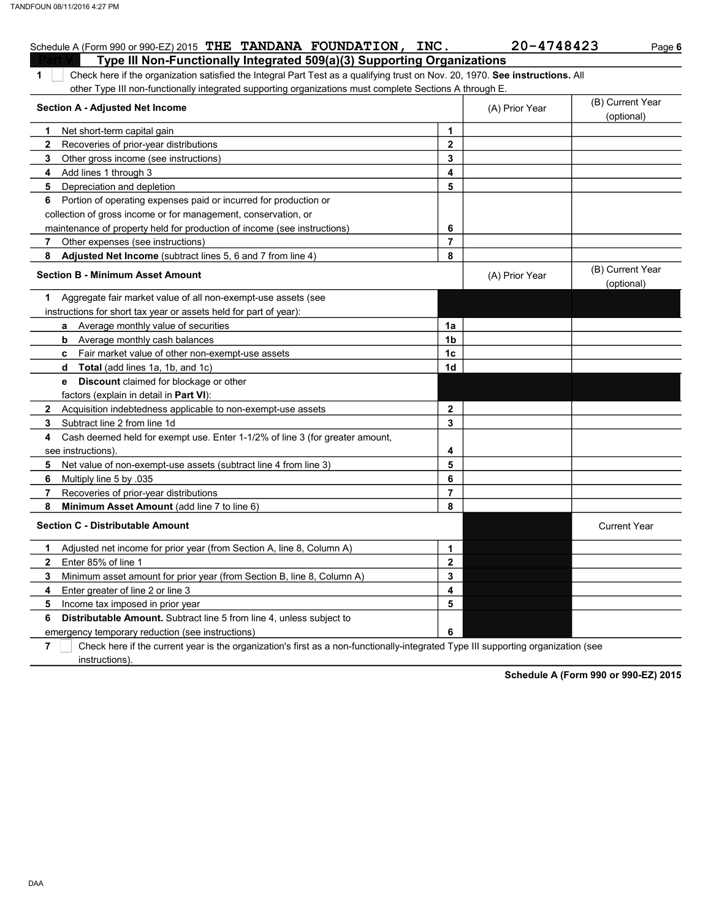Schedule A (Form 990 or 990-EZ) 2015 **THE TANDANA FOUNDATION, INC.** **20-4748423** Page **6**

## Part V Type III Non-Functionally Integrated 509(a)(3) Supporting Organizations

**1** ☐ Check here if the organization satisfied the Integral Part Test as a qualifying trust on Nov. 20, 1970. **See instructions.** All other Type III non-functionally integrated supporting organizations must complete Sections A through E.

| Section A - Adjusted Net Income | | (A) Prior Year | (B) Current Year (optional) |
|---|---|---|---|
| 1 Net short-term capital gain | 1 | | |
| 2 Recoveries of prior-year distributions | 2 | | |
| 3 Other gross income (see instructions) | 3 | | |
| 4 Add lines 1 through 3 | 4 | | |
| 5 Depreciation and depletion | 5 | | |
| 6 Portion of operating expenses paid or incurred for production or collection of gross income or for management, conservation, or maintenance of property held for production of income (see instructions) | 6 | | |
| 7 Other expenses (see instructions) | 7 | | |
| 8 **Adjusted Net Income** (subtract lines 5, 6 and 7 from line 4) | 8 | | |

| Section B - Minimum Asset Amount | | (A) Prior Year | (B) Current Year (optional) |
|---|---|---|---|
| 1 Aggregate fair market value of all non-exempt-use assets (see instructions for short tax year or assets held for part of year): | | | |
| a Average monthly value of securities | 1a | | |
| b Average monthly cash balances | 1b | | |
| c Fair market value of other non-exempt-use assets | 1c | | |
| d **Total** (add lines 1a, 1b, and 1c) | 1d | | |
| e **Discount** claimed for blockage or other factors (explain in detail in **Part VI**): | | | |
| 2 Acquisition indebtedness applicable to non-exempt-use assets | 2 | | |
| 3 Subtract line 2 from line 1d | 3 | | |
| 4 Cash deemed held for exempt use. Enter 1-1/2% of line 3 (for greater amount, see instructions). | 4 | | |
| 5 Net value of non-exempt-use assets (subtract line 4 from line 3) | 5 | | |
| 6 Multiply line 5 by .035 | 6 | | |
| 7 Recoveries of prior-year distributions | 7 | | |
| 8 **Minimum Asset Amount** (add line 7 to line 6) | 8 | | |

| Section C - Distributable Amount | | | Current Year |
|---|---|---|---|
| 1 Adjusted net income for prior year (from Section A, line 8, Column A) | 1 | | |
| 2 Enter 85% of line 1 | 2 | | |
| 3 Minimum asset amount for prior year (from Section B, line 8, Column A) | 3 | | |
| 4 Enter greater of line 2 or line 3 | 4 | | |
| 5 Income tax imposed in prior year | 5 | | |
| 6 **Distributable Amount.** Subtract line 5 from line 4, unless subject to emergency temporary reduction (see instructions) | 6 | | |

**7** ☐ Check here if the current year is the organization's first as a non-functionally-integrated Type III supporting organization (see instructions).

**Schedule A (Form 990 or 990-EZ) 2015**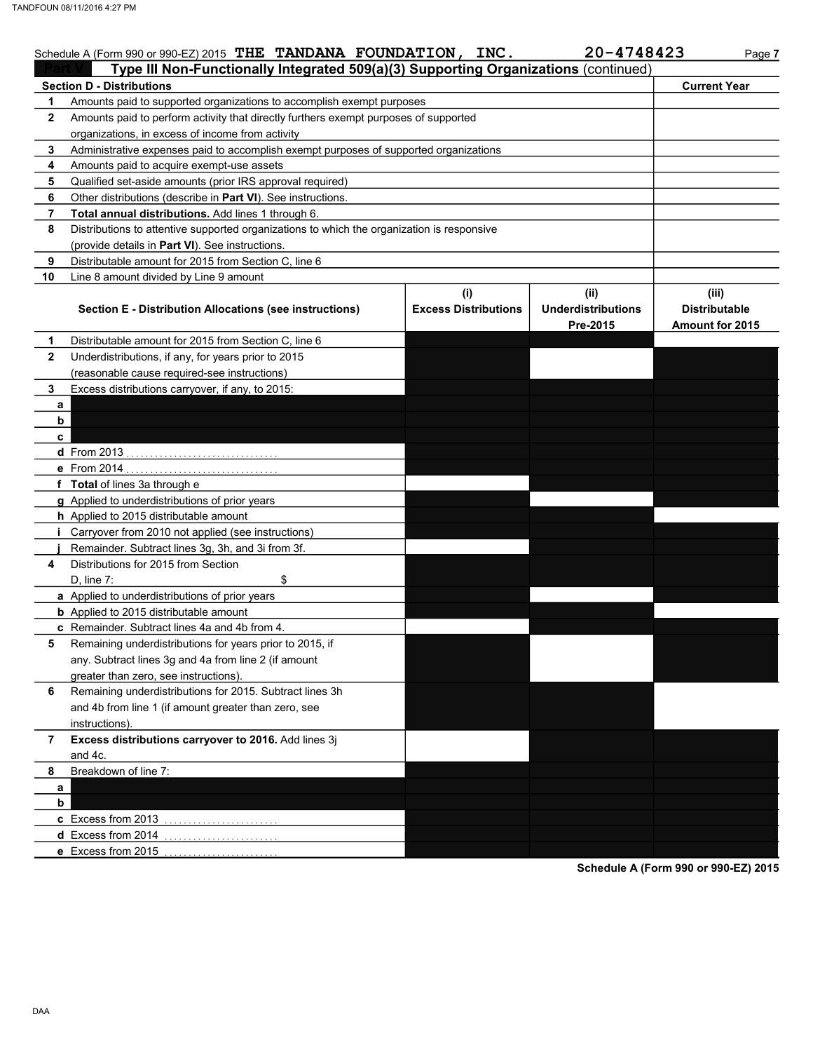Schedule A (Form 990 or 990-EZ) 2015 **THE TANDANA FOUNDATION, INC.** **20-4748423** Page **7**

## Part V Type III Non-Functionally Integrated 509(a)(3) Supporting Organizations (continued)

| Section D - Distributions | | Current Year |
|---|---|---|
| 1 | Amounts paid to supported organizations to accomplish exempt purposes | |
| 2 | Amounts paid to perform activity that directly furthers exempt purposes of supported organizations, in excess of income from activity | |
| 3 | Administrative expenses paid to accomplish exempt purposes of supported organizations | |
| 4 | Amounts paid to acquire exempt-use assets | |
| 5 | Qualified set-aside amounts (prior IRS approval required) | |
| 6 | Other distributions (describe in **Part VI**). See instructions. | |
| 7 | **Total annual distributions.** Add lines 1 through 6. | |
| 8 | Distributions to attentive supported organizations to which the organization is responsive (provide details in **Part VI**). See instructions. | |
| 9 | Distributable amount for 2015 from Section C, line 6 | |
| 10 | Line 8 amount divided by Line 9 amount | |

| Section E - Distribution Allocations (see instructions) | (i) Excess Distributions | (ii) Underdistributions Pre-2015 | (iii) Distributable Amount for 2015 |
|---|---|---|---|
| 1 Distributable amount for 2015 from Section C, line 6 | | | |
| 2 Underdistributions, if any, for years prior to 2015 (reasonable cause required-see instructions) | | | |
| 3 Excess distributions carryover, if any, to 2015: | | | |
| a | | | |
| b | | | |
| c | | | |
| d From 2013 | | | |
| e From 2014 | | | |
| f **Total** of lines 3a through e | | | |
| g Applied to underdistributions of prior years | | | |
| h Applied to 2015 distributable amount | | | |
| i Carryover from 2010 not applied (see instructions) | | | |
| j Remainder. Subtract lines 3g, 3h, and 3i from 3f. | | | |
| 4 Distributions for 2015 from Section D, line 7: $ | | | |
| a Applied to underdistributions of prior years | | | |
| b Applied to 2015 distributable amount | | | |
| c Remainder. Subtract lines 4a and 4b from 4. | | | |
| 5 Remaining underdistributions for years prior to 2015, if any. Subtract lines 3g and 4a from line 2 (if amount greater than zero, see instructions). | | | |
| 6 Remaining underdistributions for 2015. Subtract lines 3h and 4b from line 1 (if amount greater than zero, see instructions). | | | |
| 7 **Excess distributions carryover to 2016.** Add lines 3j and 4c. | | | |
| 8 Breakdown of line 7: | | | |
| a | | | |
| b | | | |
| c Excess from 2013 | | | |
| d Excess from 2014 | | | |
| e Excess from 2015 | | | |

**Schedule A (Form 990 or 990-EZ) 2015**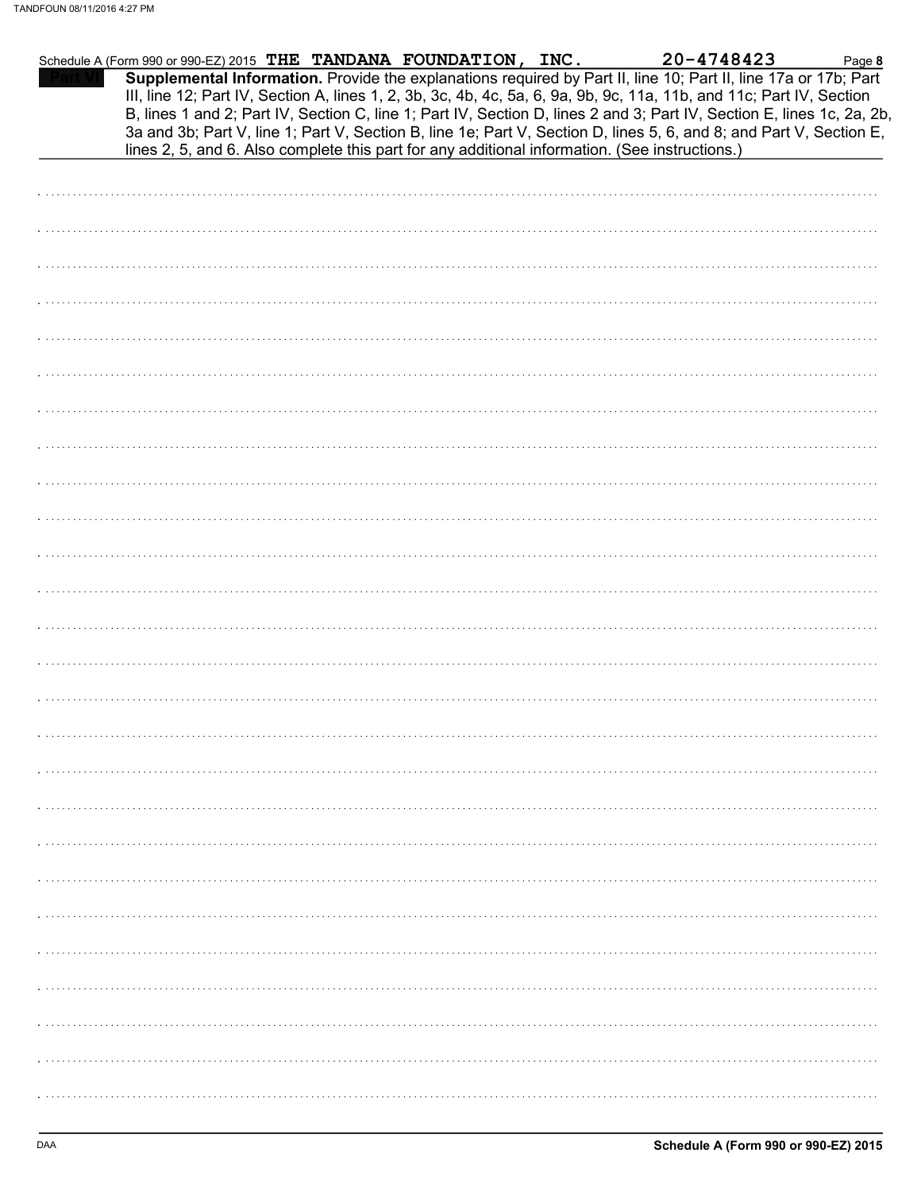Schedule A (Form 990 or 990-EZ) 2015 THE TANDANA FOUNDATION, INC. 20-4748423 Page 8

**Part VI** **Supplemental Information.** Provide the explanations required by Part II, line 10; Part II, line 17a or 17b; Part III, line 12; Part IV, Section A, lines 1, 2, 3b, 3c, 4b, 4c, 5a, 6, 9a, 9b, 9c, 11a, 11b, and 11c; Part IV, Section B, lines 1 and 2; Part IV, Section C, line 1; Part IV, Section D, lines 2 and 3; Part IV, Section E, lines 1c, 2a, 2b, 3a and 3b; Part V, line 1; Part V, Section B, line 1e; Part V, Section D, lines 5, 6, and 8; and Part V, Section E, lines 2, 5, and 6. Also complete this part for any additional information. (See instructions.)

DAA **Schedule A (Form 990 or 990-EZ) 2015**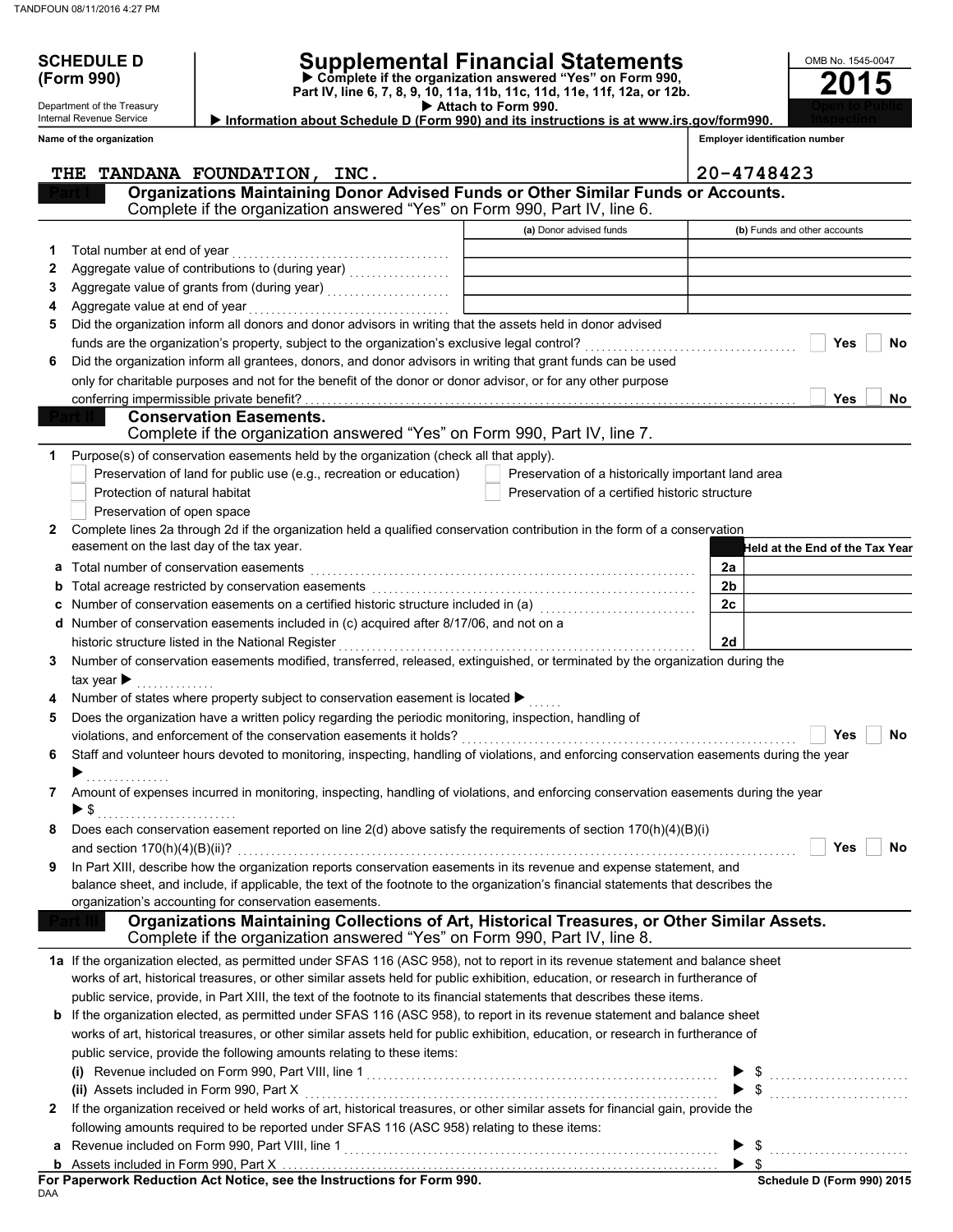**SCHEDULE D (Form 990)**

Department of the Treasury
Internal Revenue Service

# Supplemental Financial Statements

▶ Complete if the organization answered "Yes" on Form 990, Part IV, line 6, 7, 8, 9, 10, 11a, 11b, 11c, 11d, 11e, 11f, 12a, or 12b.
▶ Attach to Form 990.
▶ Information about Schedule D (Form 990) and its instructions is at www.irs.gov/form990.

OMB No. 1545-0047

**2015**

Open to Public Inspection

**Name of the organization:** THE TANDANA FOUNDATION, INC.

**Employer identification number:** 20-4748423

## Part I — Organizations Maintaining Donor Advised Funds or Other Similar Funds or Accounts.

Complete if the organization answered "Yes" on Form 990, Part IV, line 6.

| | | (a) Donor advised funds | (b) Funds and other accounts |
|---|---|---|---|
| 1 | Total number at end of year | | |
| 2 | Aggregate value of contributions to (during year) | | |
| 3 | Aggregate value of grants from (during year) | | |
| 4 | Aggregate value at end of year | | |

5 Did the organization inform all donors and donor advisors in writing that the assets held in donor advised funds are the organization's property, subject to the organization's exclusive legal control? ☐ Yes ☐ No

6 Did the organization inform all grantees, donors, and donor advisors in writing that grant funds can be used only for charitable purposes and not for the benefit of the donor or donor advisor, or for any other purpose conferring impermissible private benefit? ☐ Yes ☐ No

## Part II — Conservation Easements.

Complete if the organization answered "Yes" on Form 990, Part IV, line 7.

1 Purpose(s) of conservation easements held by the organization (check all that apply).

- ☐ Preservation of land for public use (e.g., recreation or education)
- ☐ Preservation of a historically important land area
- ☐ Protection of natural habitat
- ☐ Preservation of a certified historic structure
- ☐ Preservation of open space

2 Complete lines 2a through 2d if the organization held a qualified conservation contribution in the form of a conservation easement on the last day of the tax year.

| | | | Held at the End of the Tax Year |
|---|---|---|---|
| a | Total number of conservation easements | 2a | |
| b | Total acreage restricted by conservation easements | 2b | |
| c | Number of conservation easements on a certified historic structure included in (a) | 2c | |
| d | Number of conservation easements included in (c) acquired after 8/17/06, and not on a historic structure listed in the National Register | 2d | |

3 Number of conservation easements modified, transferred, released, extinguished, or terminated by the organization during the tax year ▶

4 Number of states where property subject to conservation easement is located ▶

5 Does the organization have a written policy regarding the periodic monitoring, inspection, handling of violations, and enforcement of the conservation easements it holds? ☐ Yes ☐ No

6 Staff and volunteer hours devoted to monitoring, inspecting, handling of violations, and enforcing conservation easements during the year ▶

7 Amount of expenses incurred in monitoring, inspecting, handling of violations, and enforcing conservation easements during the year ▶ $

8 Does each conservation easement reported on line 2(d) above satisfy the requirements of section 170(h)(4)(B)(i) and section 170(h)(4)(B)(ii)? ☐ Yes ☐ No

9 In Part XIII, describe how the organization reports conservation easements in its revenue and expense statement, and balance sheet, and include, if applicable, the text of the footnote to the organization's financial statements that describes the organization's accounting for conservation easements.

## Part III — Organizations Maintaining Collections of Art, Historical Treasures, or Other Similar Assets.

Complete if the organization answered "Yes" on Form 990, Part IV, line 8.

1a If the organization elected, as permitted under SFAS 116 (ASC 958), not to report in its revenue statement and balance sheet works of art, historical treasures, or other similar assets held for public exhibition, education, or research in furtherance of public service, provide, in Part XIII, the text of the footnote to its financial statements that describes these items.

b If the organization elected, as permitted under SFAS 116 (ASC 958), to report in its revenue statement and balance sheet works of art, historical treasures, or other similar assets held for public exhibition, education, or research in furtherance of public service, provide the following amounts relating to these items:

(i) Revenue included on Form 990, Part VIII, line 1 ▶ $

(ii) Assets included in Form 990, Part X ▶ $

2 If the organization received or held works of art, historical treasures, or other similar assets for financial gain, provide the following amounts required to be reported under SFAS 116 (ASC 958) relating to these items:

a Revenue included on Form 990, Part VIII, line 1 ▶ $

b Assets included in Form 990, Part X ▶ $

**For Paperwork Reduction Act Notice, see the Instructions for Form 990.** Schedule D (Form 990) 2015

DAA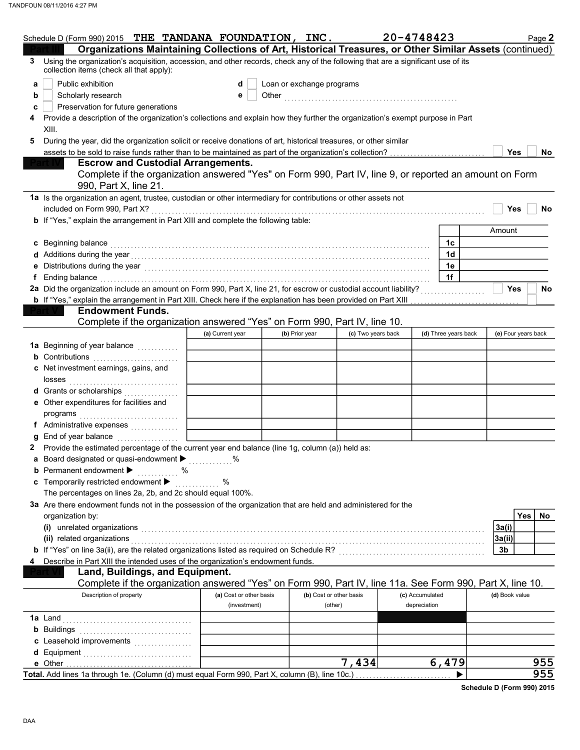Schedule D (Form 990) 2015 THE TANDANA FOUNDATION, INC. 20-4748423 Page **2**

## Part III Organizations Maintaining Collections of Art, Historical Treasures, or Other Similar Assets (continued)

**3** Using the organization's acquisition, accession, and other records, check any of the following that are a significant use of its collection items (check all that apply):

- **a** Public exhibition
- **b** Scholarly research
- **c** Preservation for future generations
- **d** Loan or exchange programs
- **e** Other

**4** Provide a description of the organization's collections and explain how they further the organization's exempt purpose in Part XIII.

**5** During the year, did the organization solicit or receive donations of art, historical treasures, or other similar assets to be sold to raise funds rather than to be maintained as part of the organization's collection? Yes No

## Part IV Escrow and Custodial Arrangements.

Complete if the organization answered "Yes" on Form 990, Part IV, line 9, or reported an amount on Form 990, Part X, line 21.

**1a** Is the organization an agent, trustee, custodian or other intermediary for contributions or other assets not included on Form 990, Part X? Yes No

**b** If "Yes," explain the arrangement in Part XIII and complete the following table:

| | | Amount |
|---|---|---|
| **c** Beginning balance | 1c | |
| **d** Additions during the year | 1d | |
| **e** Distributions during the year | 1e | |
| **f** Ending balance | 1f | |

**2a** Did the organization include an amount on Form 990, Part X, line 21, for escrow or custodial account liability? Yes No

**b** If "Yes," explain the arrangement in Part XIII. Check here if the explanation has been provided on Part XIII

## Part V Endowment Funds.

Complete if the organization answered "Yes" on Form 990, Part IV, line 10.

| | (a) Current year | (b) Prior year | (c) Two years back | (d) Three years back | (e) Four years back |
|---|---|---|---|---|---|
| **1a** Beginning of year balance | | | | | |
| **b** Contributions | | | | | |
| **c** Net investment earnings, gains, and losses | | | | | |
| **d** Grants or scholarships | | | | | |
| **e** Other expenditures for facilities and programs | | | | | |
| **f** Administrative expenses | | | | | |
| **g** End of year balance | | | | | |

**2** Provide the estimated percentage of the current year end balance (line 1g, column (a)) held as:

- **a** Board designated or quasi-endowment ▶ %
- **b** Permanent endowment ▶ %
- **c** Temporarily restricted endowment ▶ %

The percentages on lines 2a, 2b, and 2c should equal 100%.

**3a** Are there endowment funds not in the possession of the organization that are held and administered for the organization by:

| | | Yes | No |
|---|---|---|---|
| **(i)** unrelated organizations | 3a(i) | | |
| **(ii)** related organizations | 3a(ii) | | |
| **b** If "Yes" on line 3a(ii), are the related organizations listed as required on Schedule R? | 3b | | |

**4** Describe in Part XIII the intended uses of the organization's endowment funds.

## Part VI Land, Buildings, and Equipment.

Complete if the organization answered "Yes" on Form 990, Part IV, line 11a. See Form 990, Part X, line 10.

| Description of property | (a) Cost or other basis (investment) | (b) Cost or other basis (other) | (c) Accumulated depreciation | (d) Book value |
|---|---|---|---|---|
| **1a** Land | | | | |
| **b** Buildings | | | | |
| **c** Leasehold improvements | | | | |
| **d** Equipment | | | | |
| **e** Other | | 7,434 | 6,479 | 955 |
| **Total.** Add lines 1a through 1e. (Column (d) must equal Form 990, Part X, column (B), line 10c.) ▶ | | | | 955 |

**Schedule D (Form 990) 2015**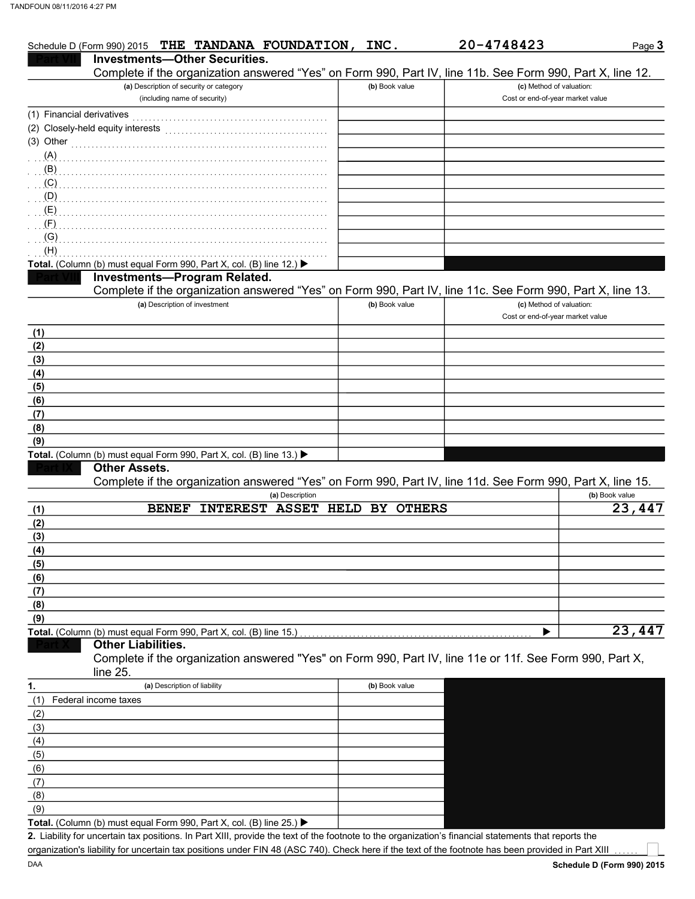Schedule D (Form 990) 2015 THE TANDANA FOUNDATION, INC. 20-4748423 Page 3

## Part VII Investments—Other Securities.

Complete if the organization answered "Yes" on Form 990, Part IV, line 11b. See Form 990, Part X, line 12.

| (a) Description of security or category (including name of security) | (b) Book value | (c) Method of valuation: Cost or end-of-year market value |
|---|---|---|
| (1) Financial derivatives | | |
| (2) Closely-held equity interests | | |
| (3) Other | | |
| (A) | | |
| (B) | | |
| (C) | | |
| (D) | | |
| (E) | | |
| (F) | | |
| (G) | | |
| (H) | | |
| **Total.** (Column (b) must equal Form 990, Part X, col. (B) line 12.) ▶ | | |

## Part VIII Investments—Program Related.

Complete if the organization answered "Yes" on Form 990, Part IV, line 11c. See Form 990, Part X, line 13.

| (a) Description of investment | (b) Book value | (c) Method of valuation: Cost or end-of-year market value |
|---|---|---|
| (1) | | |
| (2) | | |
| (3) | | |
| (4) | | |
| (5) | | |
| (6) | | |
| (7) | | |
| (8) | | |
| (9) | | |
| **Total.** (Column (b) must equal Form 990, Part X, col. (B) line 13.) ▶ | | |

## Part IX Other Assets.

Complete if the organization answered "Yes" on Form 990, Part IV, line 11d. See Form 990, Part X, line 15.

| (a) Description | (b) Book value |
|---|---|
| (1) BENEF INTEREST ASSET HELD BY OTHERS | 23,447 |
| (2) | |
| (3) | |
| (4) | |
| (5) | |
| (6) | |
| (7) | |
| (8) | |
| (9) | |
| **Total.** (Column (b) must equal Form 990, Part X, col. (B) line 15.) ▶ | 23,447 |

## Part X Other Liabilities.

Complete if the organization answered "Yes" on Form 990, Part IV, line 11e or 11f. See Form 990, Part X, line 25.

| 1. (a) Description of liability | (b) Book value |
|---|---|
| (1) Federal income taxes | |
| (2) | |
| (3) | |
| (4) | |
| (5) | |
| (6) | |
| (7) | |
| (8) | |
| (9) | |
| **Total.** (Column (b) must equal Form 990, Part X, col. (B) line 25.) ▶ | |

**2.** Liability for uncertain tax positions. In Part XIII, provide the text of the footnote to the organization's financial statements that reports the organization's liability for uncertain tax positions under FIN 48 (ASC 740). Check here if the text of the footnote has been provided in Part XIII ☐

Schedule D (Form 990) 2015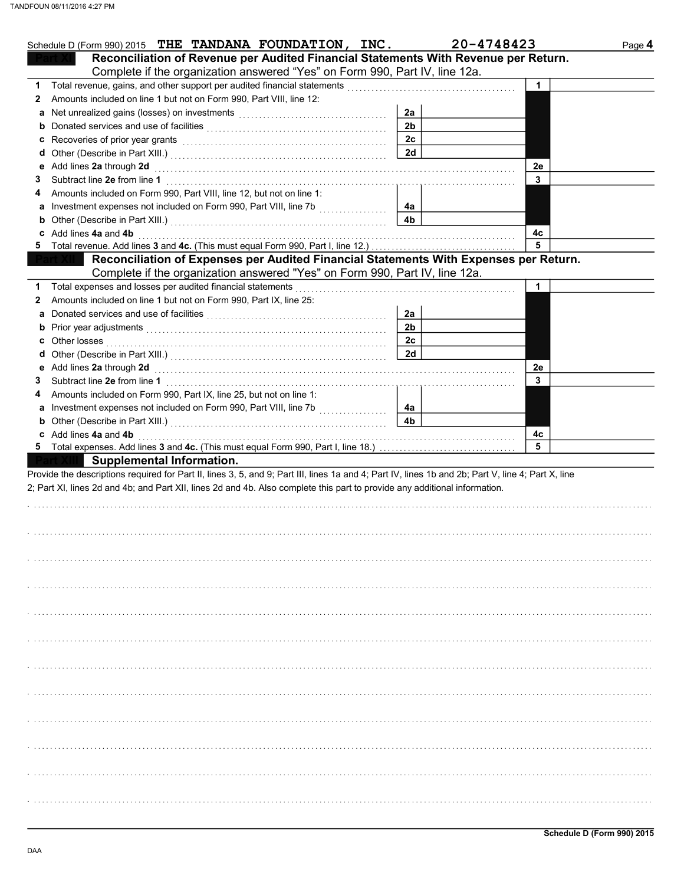Schedule D (Form 990) 2015 THE TANDANA FOUNDATION, INC. 20-4748423

## Part XI Reconciliation of Revenue per Audited Financial Statements With Revenue per Return.

Complete if the organization answered "Yes" on Form 990, Part IV, line 12a.

| | | | | | |
|---|---|---|---|---|---|
| 1 | Total revenue, gains, and other support per audited financial statements | | | 1 | |
| 2 | Amounts included on line 1 but not on Form 990, Part VIII, line 12: | | | | |
| a | Net unrealized gains (losses) on investments | 2a | | | |
| b | Donated services and use of facilities | 2b | | | |
| c | Recoveries of prior year grants | 2c | | | |
| d | Other (Describe in Part XIII.) | 2d | | | |
| e | Add lines **2a** through **2d** | | | 2e | |
| 3 | Subtract line **2e** from line **1** | | | 3 | |
| 4 | Amounts included on Form 990, Part VIII, line 12, but not on line 1: | | | | |
| a | Investment expenses not included on Form 990, Part VIII, line 7b | 4a | | | |
| b | Other (Describe in Part XIII.) | 4b | | | |
| c | Add lines **4a** and **4b** | | | 4c | |
| 5 | Total revenue. Add lines **3** and **4c.** (This must equal Form 990, Part I, line 12.) | | | 5 | |

## Part XII Reconciliation of Expenses per Audited Financial Statements With Expenses per Return.

Complete if the organization answered "Yes" on Form 990, Part IV, line 12a.

| | | | | | |
|---|---|---|---|---|---|
| 1 | Total expenses and losses per audited financial statements | | | 1 | |
| 2 | Amounts included on line 1 but not on Form 990, Part IX, line 25: | | | | |
| a | Donated services and use of facilities | 2a | | | |
| b | Prior year adjustments | 2b | | | |
| c | Other losses | 2c | | | |
| d | Other (Describe in Part XIII.) | 2d | | | |
| e | Add lines **2a** through **2d** | | | 2e | |
| 3 | Subtract line **2e** from line **1** | | | 3 | |
| 4 | Amounts included on Form 990, Part IX, line 25, but not on line 1: | | | | |
| a | Investment expenses not included on Form 990, Part VIII, line 7b | 4a | | | |
| b | Other (Describe in Part XIII.) | 4b | | | |
| c | Add lines **4a** and **4b** | | | 4c | |
| 5 | Total expenses. Add lines **3** and **4c.** (This must equal Form 990, Part I, line 18.) | | | 5 | |

## Part XIII Supplemental Information.

Provide the descriptions required for Part II, lines 3, 5, and 9; Part III, lines 1a and 4; Part IV, lines 1b and 2b; Part V, line 4; Part X, line 2; Part XI, lines 2d and 4b; and Part XII, lines 2d and 4b. Also complete this part to provide any additional information.

Schedule D (Form 990) 2015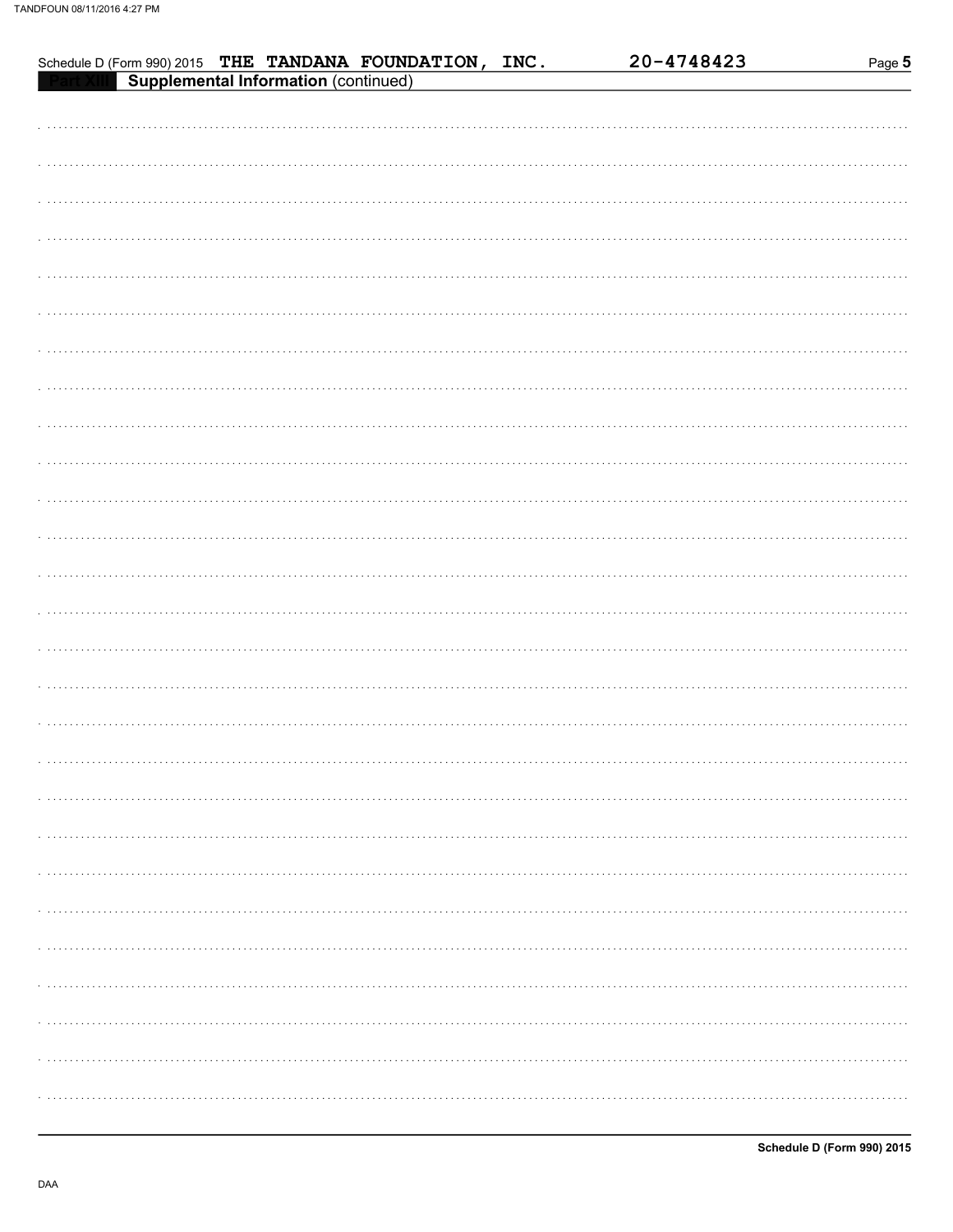Schedule D (Form 990) 2015 THE TANDANA FOUNDATION, INC. 20-4748423

**Part XIII Supplemental Information** (continued)

DAA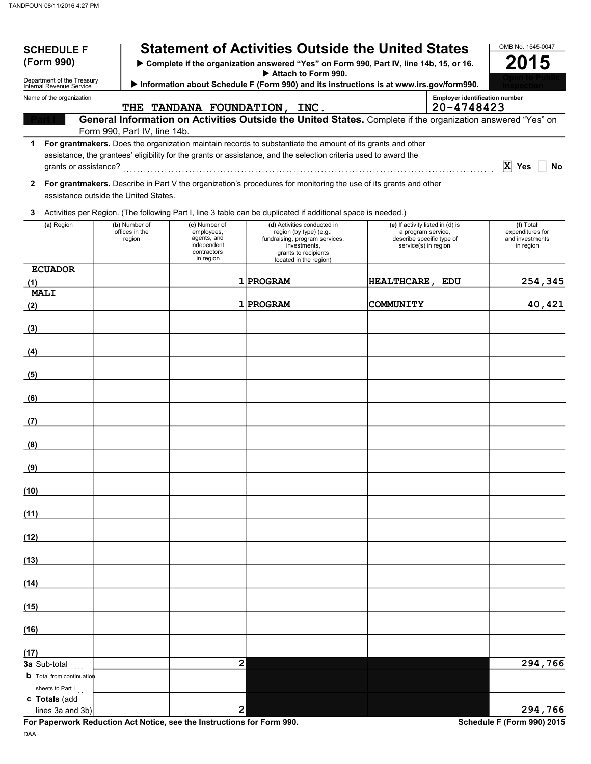**SCHEDULE F (Form 990)**

Department of the Treasury
Internal Revenue Service

# Statement of Activities Outside the United States

▶ Complete if the organization answered "Yes" on Form 990, Part IV, line 14b, 15, or 16.
▶ Attach to Form 990.
▶ Information about Schedule F (Form 990) and its instructions is at www.irs.gov/form990.

OMB No. 1545-0047

**2015**

Open to Public Inspection

Name of the organization: THE TANDANA FOUNDATION, INC.

Employer identification number: 20-4748423

**Part I — General Information on Activities Outside the United States.** Complete if the organization answered "Yes" on Form 990, Part IV, line 14b.

**1** **For grantmakers.** Does the organization maintain records to substantiate the amount of its grants and other assistance, the grantees' eligibility for the grants or assistance, and the selection criteria used to award the grants or assistance? ..... X Yes ☐ No

**2** **For grantmakers.** Describe in Part V the organization's procedures for monitoring the use of its grants and other assistance outside the United States.

**3** Activities per Region. (The following Part I, line 3 table can be duplicated if additional space is needed.)

| | (a) Region | (b) Number of offices in the region | (c) Number of employees, agents, and independent contractors in region | (d) Activities conducted in region (by type) (e.g., fundraising, program services, investments, grants to recipients located in the region) | (e) If activity listed in (d) is a program service, describe specific type of service(s) in region | (f) Total expenditures for and investments in region |
|---|---|---|---|---|---|---|
| (1) | ECUADOR | | 1 | PROGRAM | HEALTHCARE, EDU | 254,345 |
| (2) | MALI | | 1 | PROGRAM | COMMUNITY | 40,421 |
| (3) | | | | | | |
| (4) | | | | | | |
| (5) | | | | | | |
| (6) | | | | | | |
| (7) | | | | | | |
| (8) | | | | | | |
| (9) | | | | | | |
| (10) | | | | | | |
| (11) | | | | | | |
| (12) | | | | | | |
| (13) | | | | | | |
| (14) | | | | | | |
| (15) | | | | | | |
| (16) | | | | | | |
| (17) | | | | | | |
| 3a | Sub-total | | 2 | | | 294,766 |
| b | Total from continuation sheets to Part I | | | | | |
| c | Totals (add lines 3a and 3b) | | 2 | | | 294,766 |

**For Paperwork Reduction Act Notice, see the Instructions for Form 990.** Schedule F (Form 990) 2015

DAA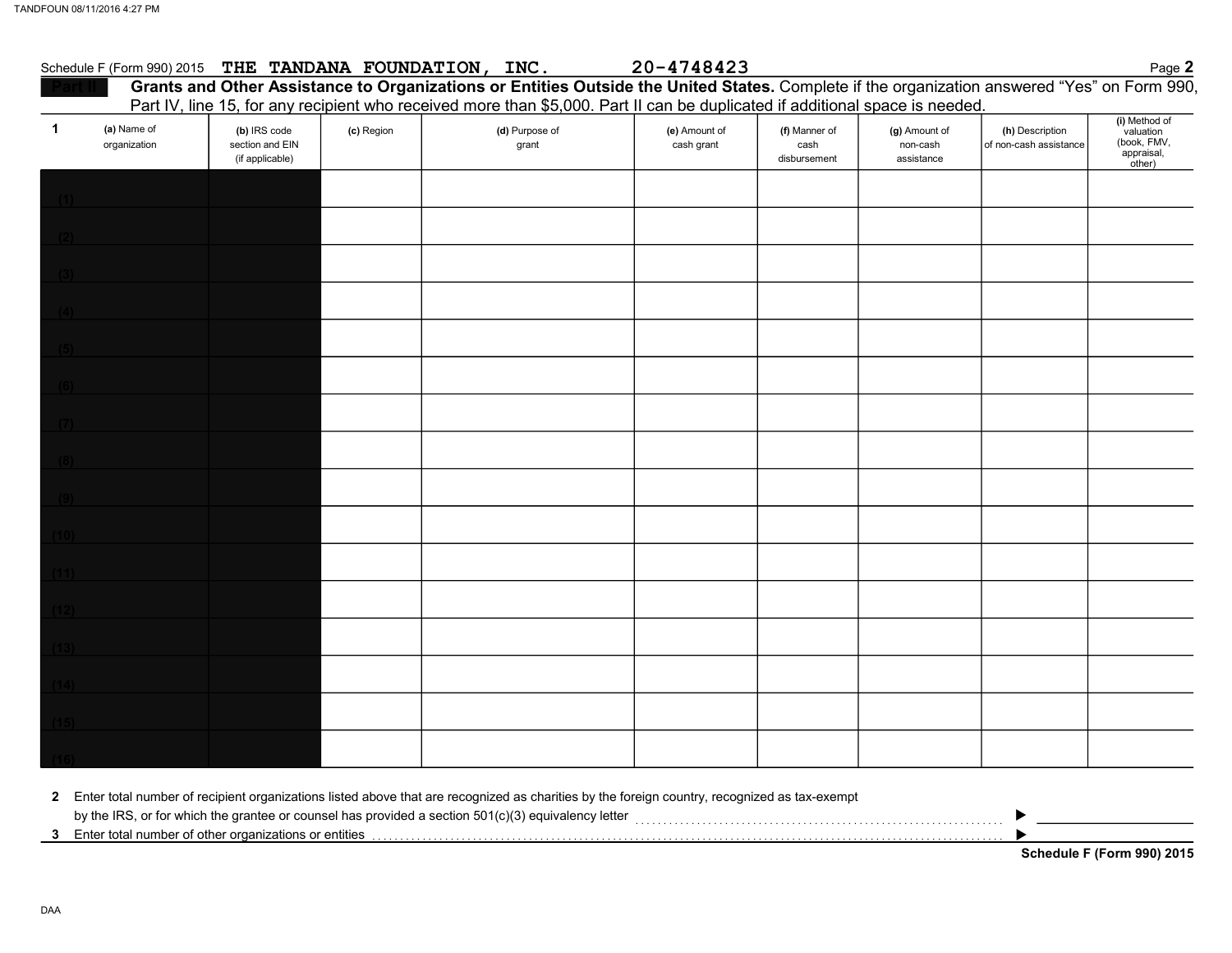Schedule F (Form 990) 2015 THE TANDANA FOUNDATION, INC. 20-4748423 Page **2**

**Part II** **Grants and Other Assistance to Organizations or Entities Outside the United States.** Complete if the organization answered "Yes" on Form 990, Part IV, line 15, for any recipient who received more than $5,000. Part II can be duplicated if additional space is needed.

| 1 | (a) Name of organization | (b) IRS code section and EIN (if applicable) | (c) Region | (d) Purpose of grant | (e) Amount of cash grant | (f) Manner of cash disbursement | (g) Amount of non-cash assistance | (h) Description of non-cash assistance | (i) Method of valuation (book, FMV, appraisal, other) |
|---|---|---|---|---|---|---|---|---|---|
| (1) | | | | | | | | | |
| (2) | | | | | | | | | |
| (3) | | | | | | | | | |
| (4) | | | | | | | | | |
| (5) | | | | | | | | | |
| (6) | | | | | | | | | |
| (7) | | | | | | | | | |
| (8) | | | | | | | | | |
| (9) | | | | | | | | | |
| (10) | | | | | | | | | |
| (11) | | | | | | | | | |
| (12) | | | | | | | | | |
| (13) | | | | | | | | | |
| (14) | | | | | | | | | |
| (15) | | | | | | | | | |
| (16) | | | | | | | | | |

**2** Enter total number of recipient organizations listed above that are recognized as charities by the foreign country, recognized as tax-exempt by the IRS, or for which the grantee or counsel has provided a section 501(c)(3) equivalency letter ▶

**3** Enter total number of other organizations or entities ▶

**Schedule F (Form 990) 2015**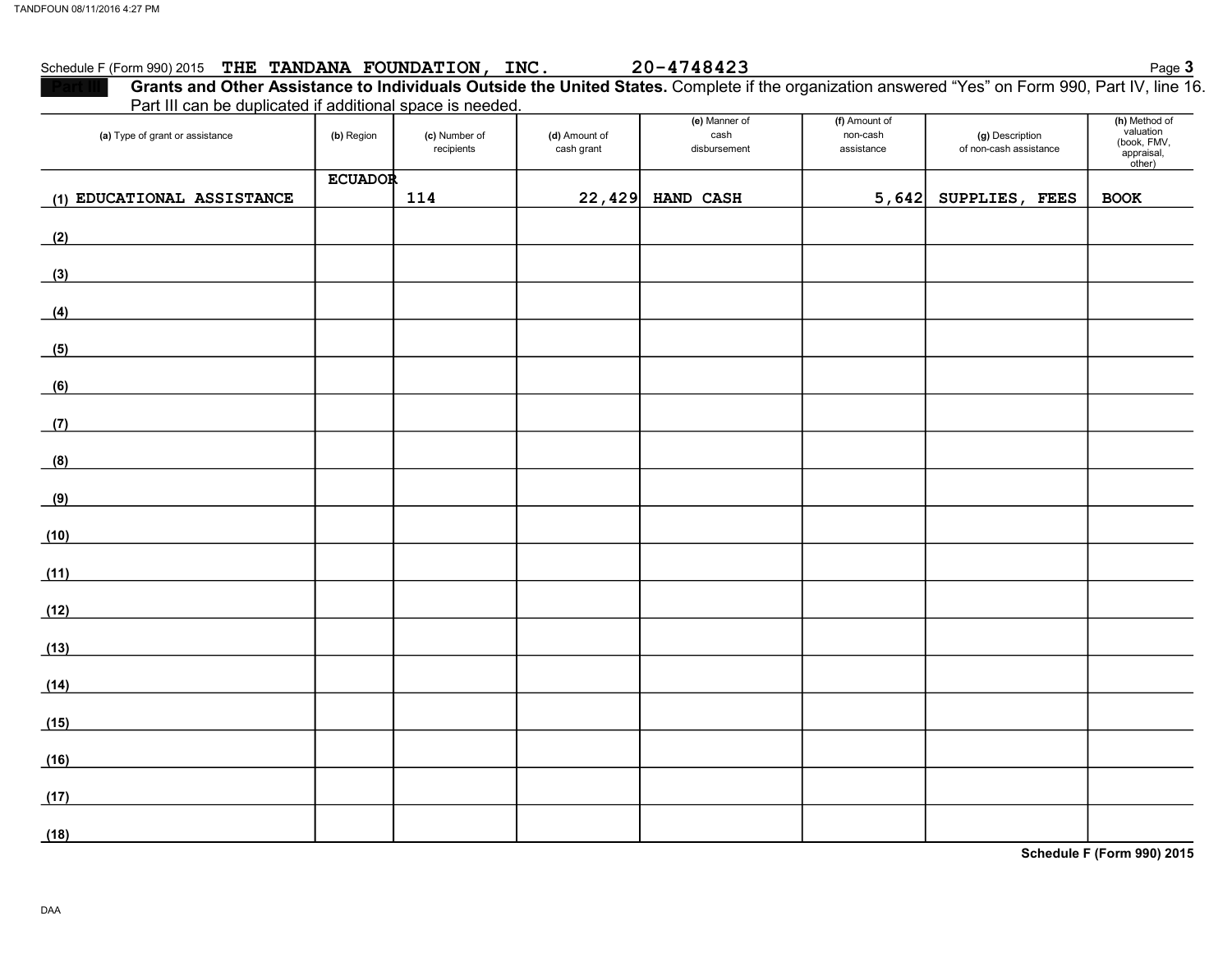Schedule F (Form 990) 2015 THE TANDANA FOUNDATION, INC. 20-4748423 Page **3**

**Part III** **Grants and Other Assistance to Individuals Outside the United States.** Complete if the organization answered "Yes" on Form 990, Part IV, line 16. Part III can be duplicated if additional space is needed.

| (a) Type of grant or assistance | (b) Region | (c) Number of recipients | (d) Amount of cash grant | (e) Manner of cash disbursement | (f) Amount of non-cash assistance | (g) Description of non-cash assistance | (h) Method of valuation (book, FMV, appraisal, other) |
|---|---|---|---|---|---|---|---|
| (1) EDUCATIONAL ASSISTANCE | ECUADOR | 114 | 22,429 | HAND CASH | 5,642 | SUPPLIES, FEES | BOOK |
| (2) | | | | | | | |
| (3) | | | | | | | |
| (4) | | | | | | | |
| (5) | | | | | | | |
| (6) | | | | | | | |
| (7) | | | | | | | |
| (8) | | | | | | | |
| (9) | | | | | | | |
| (10) | | | | | | | |
| (11) | | | | | | | |
| (12) | | | | | | | |
| (13) | | | | | | | |
| (14) | | | | | | | |
| (15) | | | | | | | |
| (16) | | | | | | | |
| (17) | | | | | | | |
| (18) | | | | | | | |

**Schedule F (Form 990) 2015**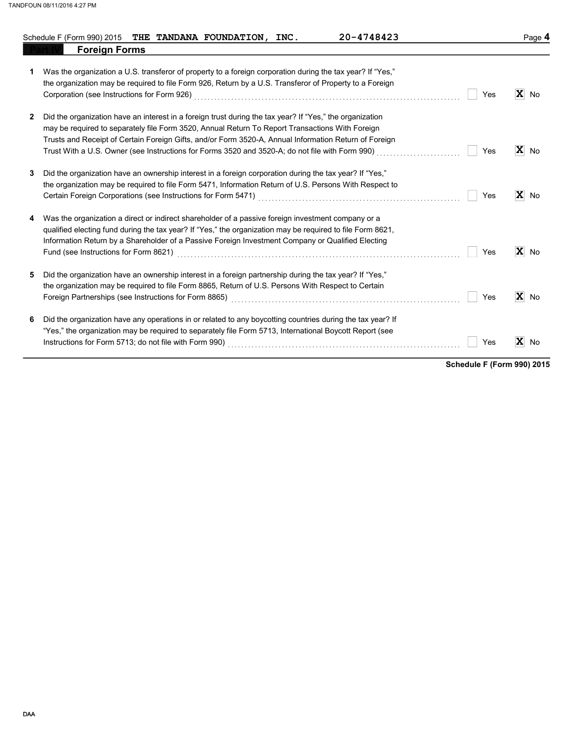Schedule F (Form 990) 2015 **THE TANDANA FOUNDATION, INC.** **20-4748423**

## Part IV Foreign Forms

1 Was the organization a U.S. transferor of property to a foreign corporation during the tax year? If "Yes," the organization may be required to file Form 926, Return by a U.S. Transferor of Property to a Foreign Corporation (see Instructions for Form 926) .......... ☐ Yes **☒ No**

2 Did the organization have an interest in a foreign trust during the tax year? If "Yes," the organization may be required to separately file Form 3520, Annual Return To Report Transactions With Foreign Trusts and Receipt of Certain Foreign Gifts, and/or Form 3520-A, Annual Information Return of Foreign Trust With a U.S. Owner (see Instructions for Forms 3520 and 3520-A; do not file with Form 990) .......... ☐ Yes **☒ No**

3 Did the organization have an ownership interest in a foreign corporation during the tax year? If "Yes," the organization may be required to file Form 5471, Information Return of U.S. Persons With Respect to Certain Foreign Corporations (see Instructions for Form 5471) .......... ☐ Yes **☒ No**

4 Was the organization a direct or indirect shareholder of a passive foreign investment company or a qualified electing fund during the tax year? If "Yes," the organization may be required to file Form 8621, Information Return by a Shareholder of a Passive Foreign Investment Company or Qualified Electing Fund (see Instructions for Form 8621) .......... ☐ Yes **☒ No**

5 Did the organization have an ownership interest in a foreign partnership during the tax year? If "Yes," the organization may be required to file Form 8865, Return of U.S. Persons With Respect to Certain Foreign Partnerships (see Instructions for Form 8865) .......... ☐ Yes **☒ No**

6 Did the organization have any operations in or related to any boycotting countries during the tax year? If "Yes," the organization may be required to separately file Form 5713, International Boycott Report (see Instructions for Form 5713; do not file with Form 990) .......... ☐ Yes **☒ No**

**Schedule F (Form 990) 2015**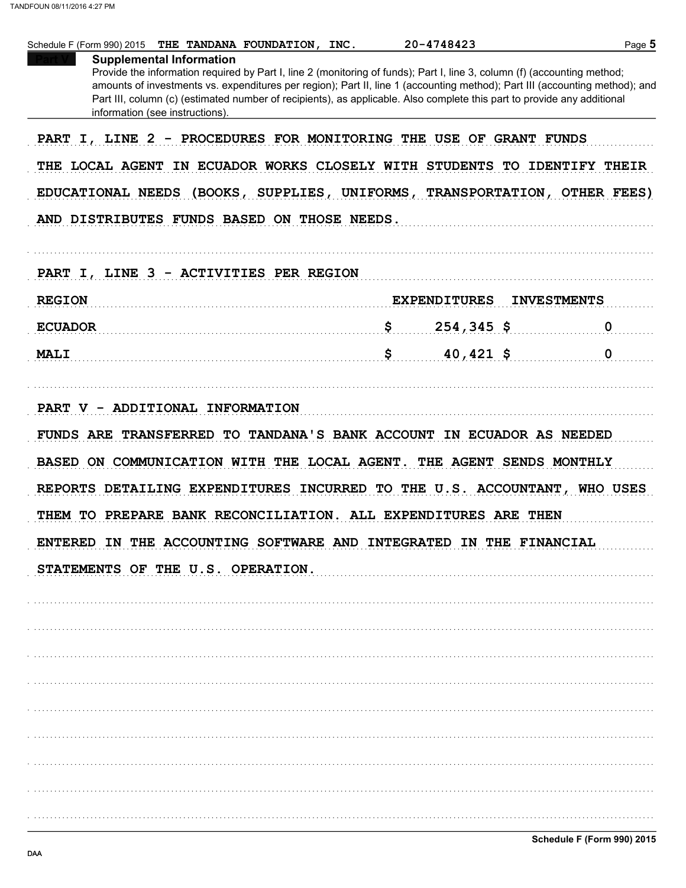Schedule F (Form 990) 2015 THE TANDANA FOUNDATION, INC. 20-4748423 Page 5

**Part V Supplemental Information**

Provide the information required by Part I, line 2 (monitoring of funds); Part I, line 3, column (f) (accounting method; amounts of investments vs. expenditures per region); Part II, line 1 (accounting method); Part III (accounting method); and Part III, column (c) (estimated number of recipients), as applicable. Also complete this part to provide any additional information (see instructions).

PART I, LINE 2 - PROCEDURES FOR MONITORING THE USE OF GRANT FUNDS

THE LOCAL AGENT IN ECUADOR WORKS CLOSELY WITH STUDENTS TO IDENTIFY THEIR EDUCATIONAL NEEDS (BOOKS, SUPPLIES, UNIFORMS, TRANSPORTATION, OTHER FEES) AND DISTRIBUTES FUNDS BASED ON THOSE NEEDS.

PART I, LINE 3 - ACTIVITIES PER REGION

| REGION | EXPENDITURES | INVESTMENTS |
|---|---|---|
| ECUADOR | $ 254,345 | $ 0 |
| MALI | $ 40,421 | $ 0 |

PART V - ADDITIONAL INFORMATION

FUNDS ARE TRANSFERRED TO TANDANA'S BANK ACCOUNT IN ECUADOR AS NEEDED BASED ON COMMUNICATION WITH THE LOCAL AGENT. THE AGENT SENDS MONTHLY REPORTS DETAILING EXPENDITURES INCURRED TO THE U.S. ACCOUNTANT, WHO USES THEM TO PREPARE BANK RECONCILIATION. ALL EXPENDITURES ARE THEN ENTERED IN THE ACCOUNTING SOFTWARE AND INTEGRATED IN THE FINANCIAL STATEMENTS OF THE U.S. OPERATION.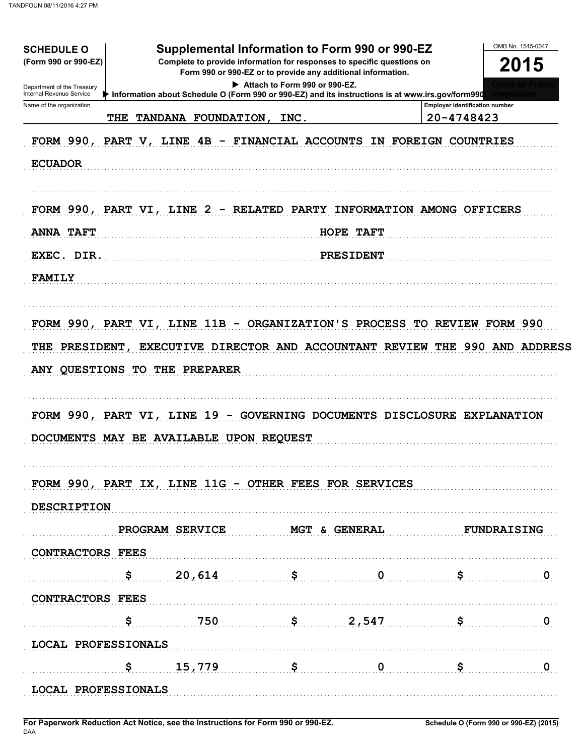# SCHEDULE O (Form 990 or 990-EZ)

Department of the Treasury
Internal Revenue Service

## Supplemental Information to Form 990 or 990-EZ

**Complete to provide information for responses to specific questions on Form 990 or 990-EZ or to provide any additional information.**

▶ Attach to Form 990 or 990-EZ.

▶ Information about Schedule O (Form 990 or 990-EZ) and its instructions is at www.irs.gov/form990.

OMB No. 1545-0047

**2015**

**Open to Public Inspection**

Name of the organization: THE TANDANA FOUNDATION, INC.

Employer identification number: 20-4748423

FORM 990, PART V, LINE 4B - FINANCIAL ACCOUNTS IN FOREIGN COUNTRIES

ECUADOR

FORM 990, PART VI, LINE 2 - RELATED PARTY INFORMATION AMONG OFFICERS

| | |
|---|---|
| ANNA TAFT | HOPE TAFT |
| EXEC. DIR. | PRESIDENT |
| FAMILY | |

FORM 990, PART VI, LINE 11B - ORGANIZATION'S PROCESS TO REVIEW FORM 990

THE PRESIDENT, EXECUTIVE DIRECTOR AND ACCOUNTANT REVIEW THE 990 AND ADDRESS ANY QUESTIONS TO THE PREPARER

FORM 990, PART VI, LINE 19 - GOVERNING DOCUMENTS DISCLOSURE EXPLANATION

DOCUMENTS MAY BE AVAILABLE UPON REQUEST

FORM 990, PART IX, LINE 11G - OTHER FEES FOR SERVICES

| DESCRIPTION | PROGRAM SERVICE | MGT & GENERAL | FUNDRAISING |
|---|---|---|---|
| CONTRACTORS FEES | $ 20,614 | $ 0 | $ 0 |
| CONTRACTORS FEES | $ 750 | $ 2,547 | $ 0 |
| LOCAL PROFESSIONALS | $ 15,779 | $ 0 | $ 0 |
| LOCAL PROFESSIONALS | | | |

For Paperwork Reduction Act Notice, see the Instructions for Form 990 or 990-EZ.

Schedule O (Form 990 or 990-EZ) (2015)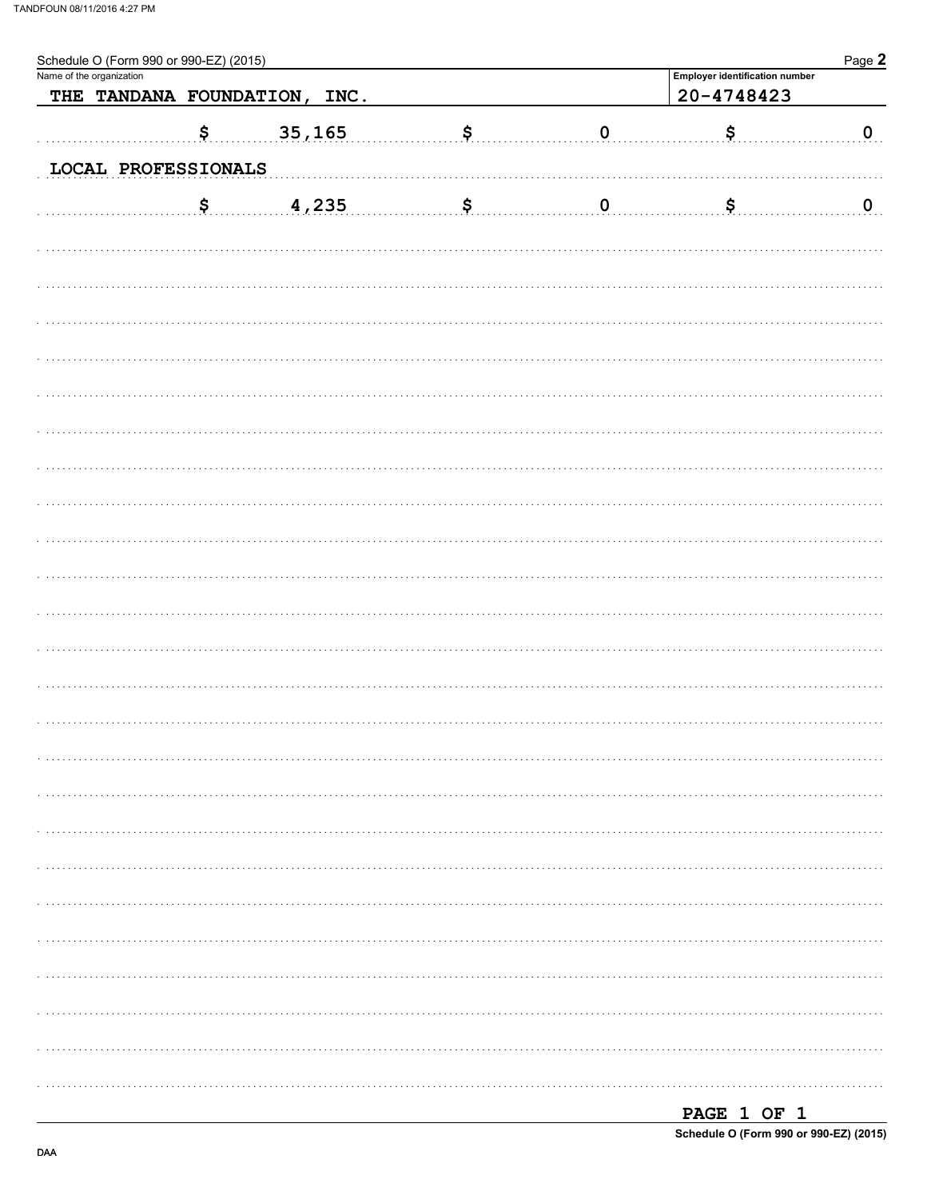Schedule O (Form 990 or 990-EZ) (2015)

| Name of the organization | Employer identification number |
|---|---|
| THE TANDANA FOUNDATION, INC. | 20-4748423 |

| | | | | | |
|---|---|---|---|---|---|
| $ | 35,165 | $ | 0 | $ | 0 |

LOCAL PROFESSIONALS

| | | | | | |
|---|---|---|---|---|---|
| $ | 4,235 | $ | 0 | $ | 0 |

PAGE 1 OF 1

Schedule O (Form 990 or 990-EZ) (2015)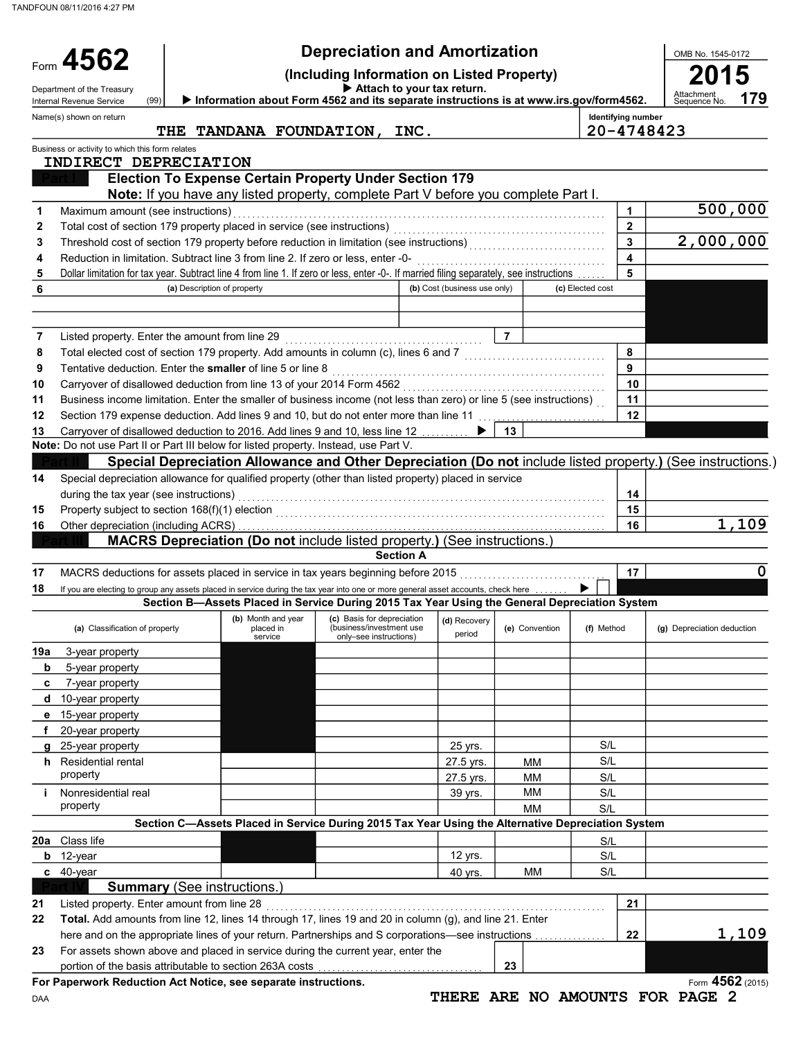# Form 4562

**Depreciation and Amortization**

**(Including Information on Listed Property)**

▶ Attach to your tax return.

▶ Information about Form 4562 and its separate instructions is at www.irs.gov/form4562.

Department of the Treasury
Internal Revenue Service (99)

OMB No. 1545-0172

**2015**

Attachment Sequence No. **179**

Name(s) shown on return: THE TANDANA FOUNDATION, INC.

Identifying number: 20-4748423

Business or activity to which this form relates: INDIRECT DEPRECIATION

## Part I — Election To Expense Certain Property Under Section 179

**Note:** If you have any listed property, complete Part V before you complete Part I.

| | | | |
|---|---|---|---|
| 1 | Maximum amount (see instructions) | 1 | 500,000 |
| 2 | Total cost of section 179 property placed in service (see instructions) | 2 | |
| 3 | Threshold cost of section 179 property before reduction in limitation (see instructions) | 3 | 2,000,000 |
| 4 | Reduction in limitation. Subtract line 3 from line 2. If zero or less, enter -0- | 4 | |
| 5 | Dollar limitation for tax year. Subtract line 4 from line 1. If zero or less, enter -0-. If married filing separately, see instructions | 5 | |

| 6 | (a) Description of property | (b) Cost (business use only) | (c) Elected cost |
|---|---|---|---|
| | | | |
| | | | |

| | | | |
|---|---|---|---|
| 7 | Listed property. Enter the amount from line 29 | 7 | |
| 8 | Total elected cost of section 179 property. Add amounts in column (c), lines 6 and 7 | 8 | |
| 9 | Tentative deduction. Enter the **smaller** of line 5 or line 8 | 9 | |
| 10 | Carryover of disallowed deduction from line 13 of your 2014 Form 4562 | 10 | |
| 11 | Business income limitation. Enter the smaller of business income (not less than zero) or line 5 (see instructions) | 11 | |
| 12 | Section 179 expense deduction. Add lines 9 and 10, but do not enter more than line 11 | 12 | |
| 13 | Carryover of disallowed deduction to 2016. Add lines 9 and 10, less line 12 ▶ | 13 | |

**Note:** Do not use Part II or Part III below for listed property. Instead, use Part V.

## Part II — Special Depreciation Allowance and Other Depreciation (Do not include listed property.) (See instructions.)

| | | | |
|---|---|---|---|
| 14 | Special depreciation allowance for qualified property (other than listed property) placed in service during the tax year (see instructions) | 14 | |
| 15 | Property subject to section 168(f)(1) election | 15 | |
| 16 | Other depreciation (including ACRS) | 16 | 1,109 |

## Part III — MACRS Depreciation (Do not include listed property.) (See instructions.)

### Section A

| | | | |
|---|---|---|---|
| 17 | MACRS deductions for assets placed in service in tax years beginning before 2015 | 17 | 0 |
| 18 | If you are electing to group any assets placed in service during the tax year into one or more general asset accounts, check here ▶ ☐ | | |

### Section B—Assets Placed in Service During 2015 Tax Year Using the General Depreciation System

| (a) Classification of property | (b) Month and year placed in service | (c) Basis for depreciation (business/investment use only–see instructions) | (d) Recovery period | (e) Convention | (f) Method | (g) Depreciation deduction |
|---|---|---|---|---|---|---|
| 19a 3-year property | | | | | | |
| b 5-year property | | | | | | |
| c 7-year property | | | | | | |
| d 10-year property | | | | | | |
| e 15-year property | | | | | | |
| f 20-year property | | | | | | |
| g 25-year property | | | 25 yrs. | | S/L | |
| h Residential rental property | | | 27.5 yrs. | MM | S/L | |
| | | | 27.5 yrs. | MM | S/L | |
| i Nonresidential real property | | | 39 yrs. | MM | S/L | |
| | | | | MM | S/L | |

### Section C—Assets Placed in Service During 2015 Tax Year Using the Alternative Depreciation System

| (a) Classification of property | (b) Month and year placed in service | (c) Basis for depreciation | (d) Recovery period | (e) Convention | (f) Method | (g) Depreciation deduction |
|---|---|---|---|---|---|---|
| 20a Class life | | | | | S/L | |
| b 12-year | | | 12 yrs. | | S/L | |
| c 40-year | | | 40 yrs. | MM | S/L | |

## Part IV — Summary (See instructions.)

| | | | |
|---|---|---|---|
| 21 | Listed property. Enter amount from line 28 | 21 | |
| 22 | **Total.** Add amounts from line 12, lines 14 through 17, lines 19 and 20 in column (g), and line 21. Enter here and on the appropriate lines of your return. Partnerships and S corporations—see instructions | 22 | 1,109 |
| 23 | For assets shown above and placed in service during the current year, enter the portion of the basis attributable to section 263A costs | 23 | |

**For Paperwork Reduction Act Notice, see separate instructions.**

Form **4562** (2015)

DAA

THERE ARE NO AMOUNTS FOR PAGE 2